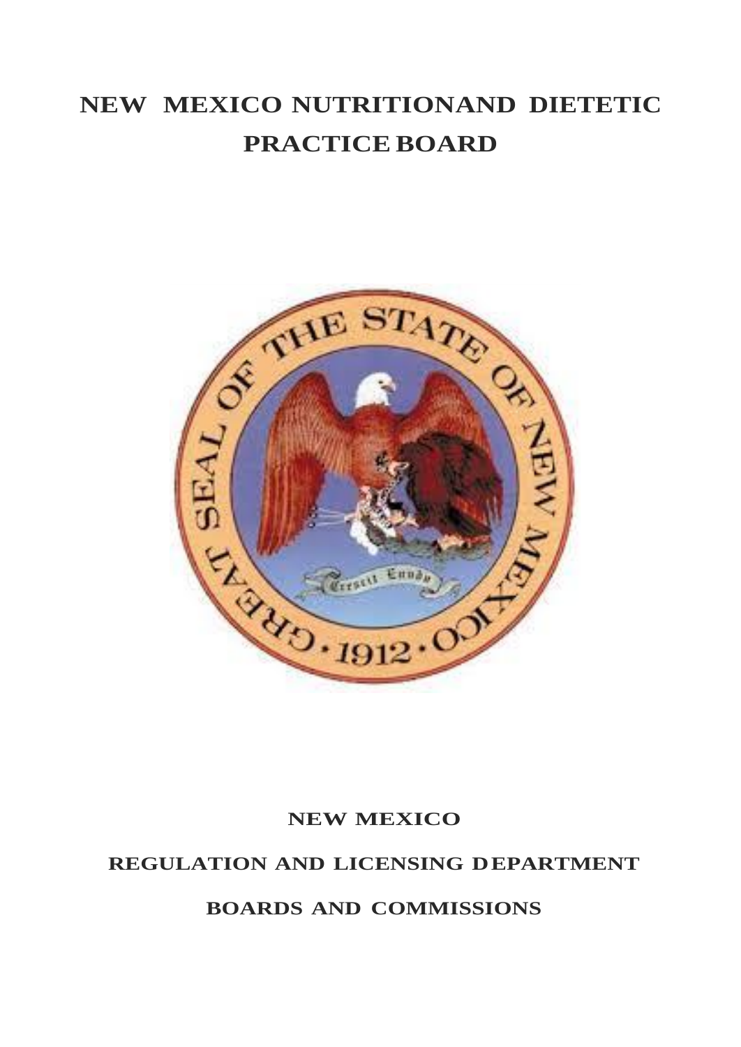# NEW MEXICO NUTRITIONAND DIETETIC PRACTICE BOARD

**NEW MEXICO**

**REGULATION AND LICENSING DEPARTMENT**

**BOARDS AND COMMISSIONS**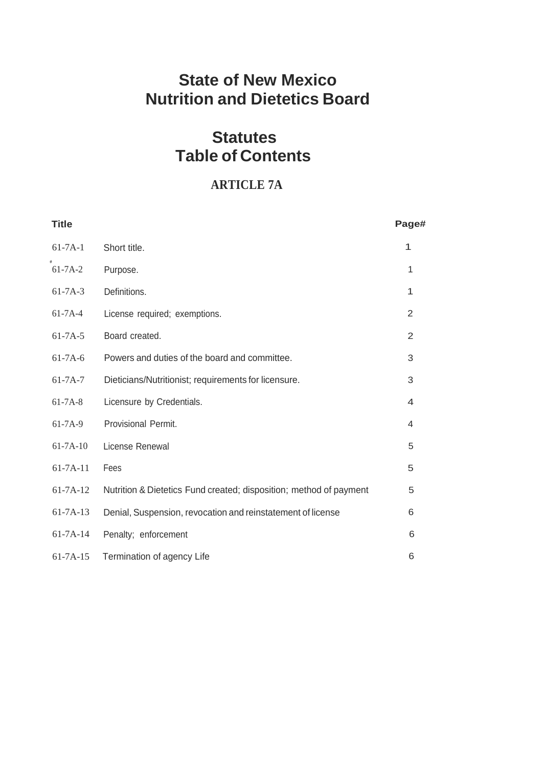# State of New Mexico
# Nutrition and Dietetics Board

## Statutes
## Table of Contents

### ARTICLE 7A

| Title | | Page# |
|---|---|---|
| 61-7A-1 | Short title. | 1 |
| 61-7A-2 | Purpose. | 1 |
| 61-7A-3 | Definitions. | 1 |
| 61-7A-4 | License required; exemptions. | 2 |
| 61-7A-5 | Board created. | 2 |
| 61-7A-6 | Powers and duties of the board and committee. | 3 |
| 61-7A-7 | Dieticians/Nutritionist; requirements for licensure. | 3 |
| 61-7A-8 | Licensure by Credentials. | 4 |
| 61-7A-9 | Provisional Permit. | 4 |
| 61-7A-10 | License Renewal | 5 |
| 61-7A-11 | Fees | 5 |
| 61-7A-12 | Nutrition & Dietetics Fund created; disposition; method of payment | 5 |
| 61-7A-13 | Denial, Suspension, revocation and reinstatement of license | 6 |
| 61-7A-14 | Penalty; enforcement | 6 |
| 61-7A-15 | Termination of agency Life | 6 |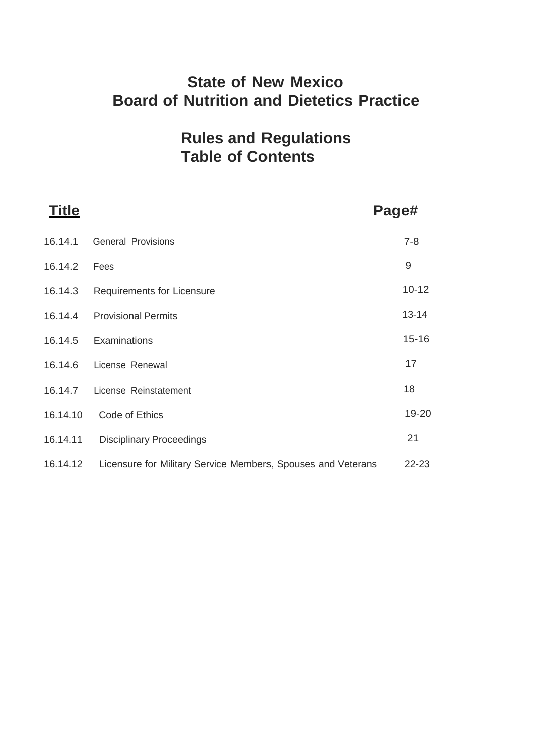# State of New Mexico
# Board of Nutrition and Dietetics Practice

## Rules and Regulations
## Table of Contents

| **Title** | | **Page#** |
|---|---|---|
| 16.14.1 | General Provisions | 7-8 |
| 16.14.2 | Fees | 9 |
| 16.14.3 | Requirements for Licensure | 10-12 |
| 16.14.4 | Provisional Permits | 13-14 |
| 16.14.5 | Examinations | 15-16 |
| 16.14.6 | License Renewal | 17 |
| 16.14.7 | License Reinstatement | 18 |
| 16.14.10 | Code of Ethics | 19-20 |
| 16.14.11 | Disciplinary Proceedings | 21 |
| 16.14.12 | Licensure for Military Service Members, Spouses and Veterans | 22-23 |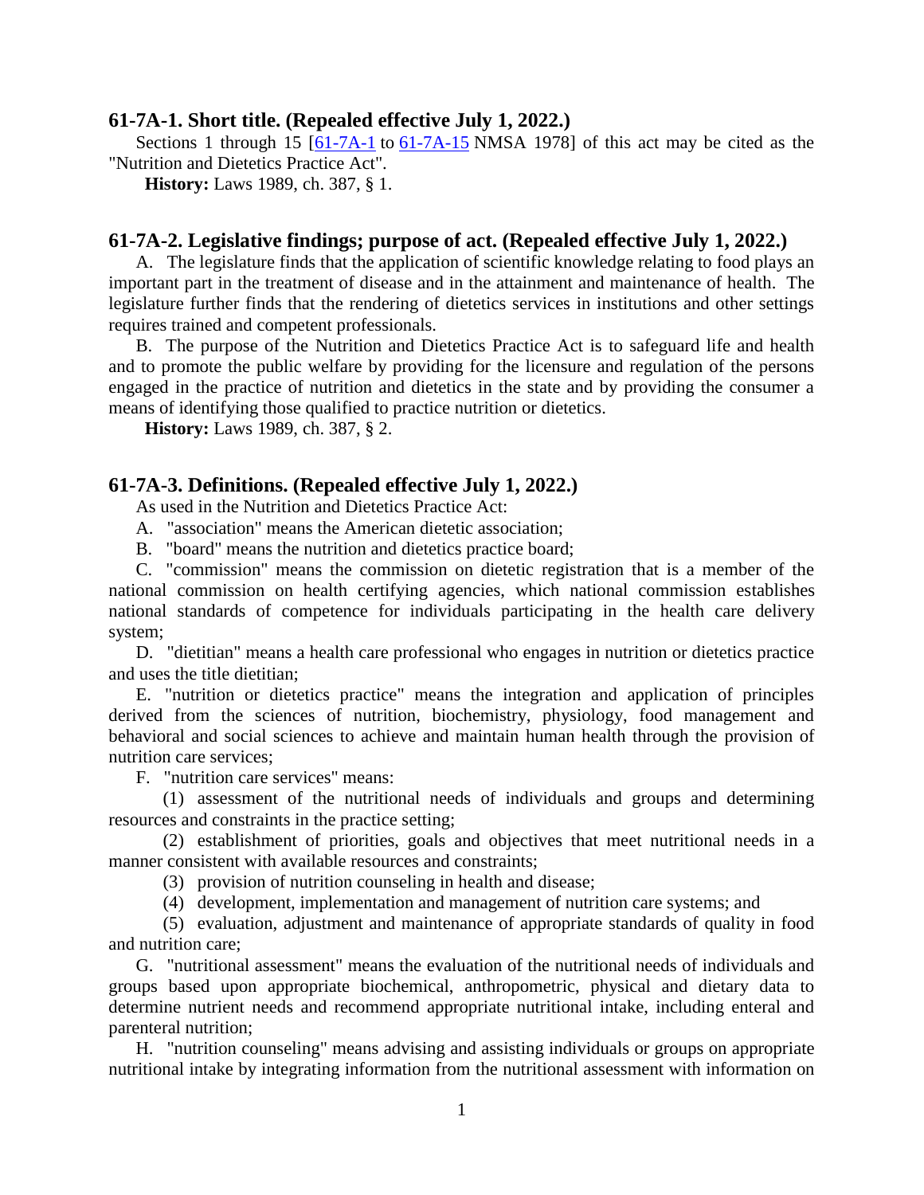## 61-7A-1. Short title. (Repealed effective July 1, 2022.)

Sections 1 through 15 [61-7A-1 to 61-7A-15 NMSA 1978] of this act may be cited as the "Nutrition and Dietetics Practice Act".

**History:** Laws 1989, ch. 387, § 1.

## 61-7A-2. Legislative findings; purpose of act. (Repealed effective July 1, 2022.)

A. The legislature finds that the application of scientific knowledge relating to food plays an important part in the treatment of disease and in the attainment and maintenance of health. The legislature further finds that the rendering of dietetics services in institutions and other settings requires trained and competent professionals.

B. The purpose of the Nutrition and Dietetics Practice Act is to safeguard life and health and to promote the public welfare by providing for the licensure and regulation of the persons engaged in the practice of nutrition and dietetics in the state and by providing the consumer a means of identifying those qualified to practice nutrition or dietetics.

**History:** Laws 1989, ch. 387, § 2.

## 61-7A-3. Definitions. (Repealed effective July 1, 2022.)

As used in the Nutrition and Dietetics Practice Act:

A. "association" means the American dietetic association;

B. "board" means the nutrition and dietetics practice board;

C. "commission" means the commission on dietetic registration that is a member of the national commission on health certifying agencies, which national commission establishes national standards of competence for individuals participating in the health care delivery system;

D. "dietitian" means a health care professional who engages in nutrition or dietetics practice and uses the title dietitian;

E. "nutrition or dietetics practice" means the integration and application of principles derived from the sciences of nutrition, biochemistry, physiology, food management and behavioral and social sciences to achieve and maintain human health through the provision of nutrition care services;

F. "nutrition care services" means:

(1) assessment of the nutritional needs of individuals and groups and determining resources and constraints in the practice setting;

(2) establishment of priorities, goals and objectives that meet nutritional needs in a manner consistent with available resources and constraints;

(3) provision of nutrition counseling in health and disease;

(4) development, implementation and management of nutrition care systems; and

(5) evaluation, adjustment and maintenance of appropriate standards of quality in food and nutrition care;

G. "nutritional assessment" means the evaluation of the nutritional needs of individuals and groups based upon appropriate biochemical, anthropometric, physical and dietary data to determine nutrient needs and recommend appropriate nutritional intake, including enteral and parenteral nutrition;

H. "nutrition counseling" means advising and assisting individuals or groups on appropriate nutritional intake by integrating information from the nutritional assessment with information on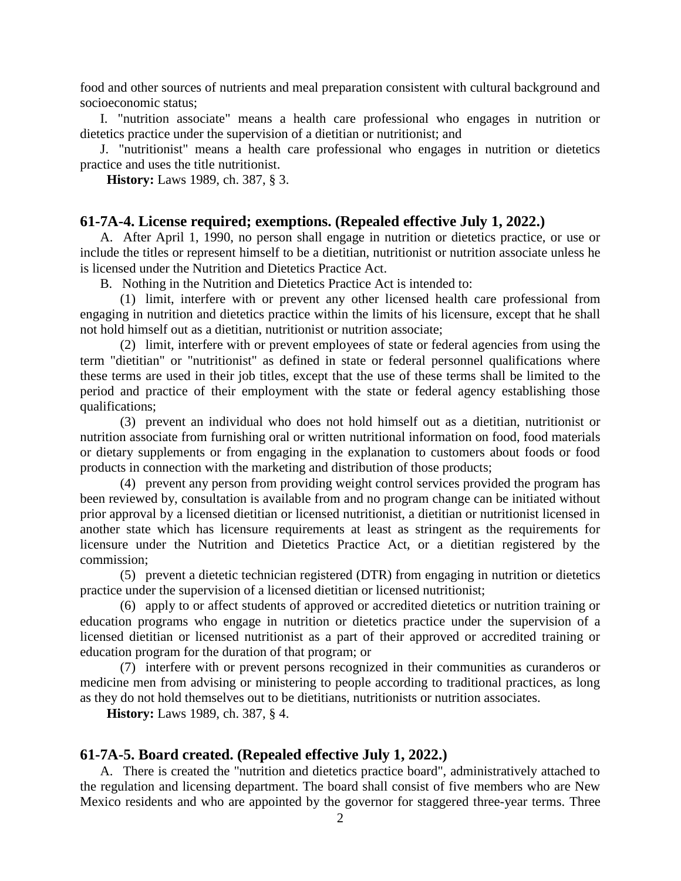food and other sources of nutrients and meal preparation consistent with cultural background and socioeconomic status;

I. "nutrition associate" means a health care professional who engages in nutrition or dietetics practice under the supervision of a dietitian or nutritionist; and

J. "nutritionist" means a health care professional who engages in nutrition or dietetics practice and uses the title nutritionist.

**History:** Laws 1989, ch. 387, § 3.

## 61-7A-4. License required; exemptions. (Repealed effective July 1, 2022.)

A. After April 1, 1990, no person shall engage in nutrition or dietetics practice, or use or include the titles or represent himself to be a dietitian, nutritionist or nutrition associate unless he is licensed under the Nutrition and Dietetics Practice Act.

B. Nothing in the Nutrition and Dietetics Practice Act is intended to:

(1) limit, interfere with or prevent any other licensed health care professional from engaging in nutrition and dietetics practice within the limits of his licensure, except that he shall not hold himself out as a dietitian, nutritionist or nutrition associate;

(2) limit, interfere with or prevent employees of state or federal agencies from using the term "dietitian" or "nutritionist" as defined in state or federal personnel qualifications where these terms are used in their job titles, except that the use of these terms shall be limited to the period and practice of their employment with the state or federal agency establishing those qualifications;

(3) prevent an individual who does not hold himself out as a dietitian, nutritionist or nutrition associate from furnishing oral or written nutritional information on food, food materials or dietary supplements or from engaging in the explanation to customers about foods or food products in connection with the marketing and distribution of those products;

(4) prevent any person from providing weight control services provided the program has been reviewed by, consultation is available from and no program change can be initiated without prior approval by a licensed dietitian or licensed nutritionist, a dietitian or nutritionist licensed in another state which has licensure requirements at least as stringent as the requirements for licensure under the Nutrition and Dietetics Practice Act, or a dietitian registered by the commission;

(5) prevent a dietetic technician registered (DTR) from engaging in nutrition or dietetics practice under the supervision of a licensed dietitian or licensed nutritionist;

(6) apply to or affect students of approved or accredited dietetics or nutrition training or education programs who engage in nutrition or dietetics practice under the supervision of a licensed dietitian or licensed nutritionist as a part of their approved or accredited training or education program for the duration of that program; or

(7) interfere with or prevent persons recognized in their communities as curanderos or medicine men from advising or ministering to people according to traditional practices, as long as they do not hold themselves out to be dietitians, nutritionists or nutrition associates.

**History:** Laws 1989, ch. 387, § 4.

## 61-7A-5. Board created. (Repealed effective July 1, 2022.)

A. There is created the "nutrition and dietetics practice board", administratively attached to the regulation and licensing department. The board shall consist of five members who are New Mexico residents and who are appointed by the governor for staggered three-year terms. Three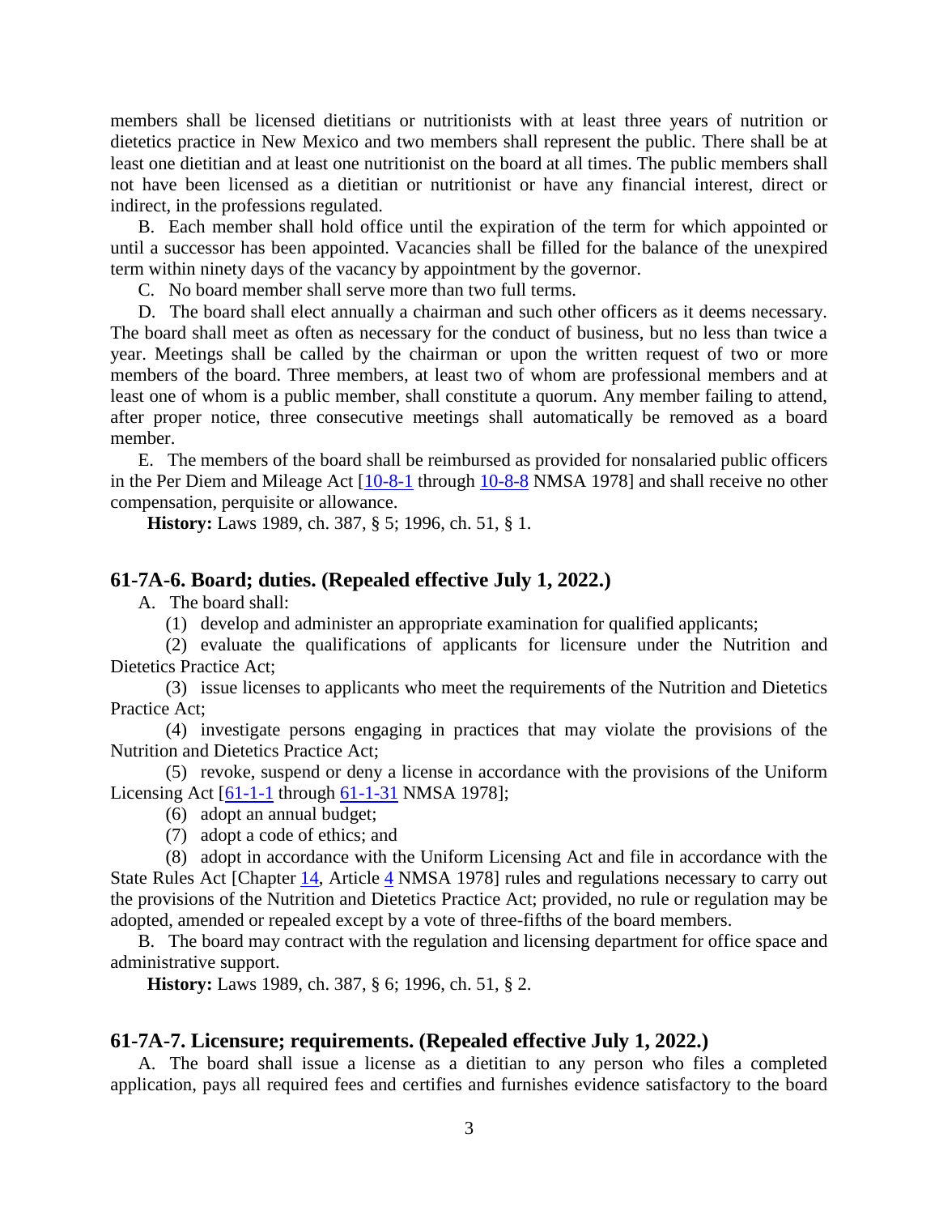members shall be licensed dietitians or nutritionists with at least three years of nutrition or dietetics practice in New Mexico and two members shall represent the public. There shall be at least one dietitian and at least one nutritionist on the board at all times. The public members shall not have been licensed as a dietitian or nutritionist or have any financial interest, direct or indirect, in the professions regulated.

B. Each member shall hold office until the expiration of the term for which appointed or until a successor has been appointed. Vacancies shall be filled for the balance of the unexpired term within ninety days of the vacancy by appointment by the governor.

C. No board member shall serve more than two full terms.

D. The board shall elect annually a chairman and such other officers as it deems necessary. The board shall meet as often as necessary for the conduct of business, but no less than twice a year. Meetings shall be called by the chairman or upon the written request of two or more members of the board. Three members, at least two of whom are professional members and at least one of whom is a public member, shall constitute a quorum. Any member failing to attend, after proper notice, three consecutive meetings shall automatically be removed as a board member.

E. The members of the board shall be reimbursed as provided for nonsalaried public officers in the Per Diem and Mileage Act [10-8-1 through 10-8-8 NMSA 1978] and shall receive no other compensation, perquisite or allowance.

**History:** Laws 1989, ch. 387, § 5; 1996, ch. 51, § 1.

## 61-7A-6. Board; duties. (Repealed effective July 1, 2022.)

A. The board shall:

(1) develop and administer an appropriate examination for qualified applicants;

(2) evaluate the qualifications of applicants for licensure under the Nutrition and Dietetics Practice Act;

(3) issue licenses to applicants who meet the requirements of the Nutrition and Dietetics Practice Act;

(4) investigate persons engaging in practices that may violate the provisions of the Nutrition and Dietetics Practice Act;

(5) revoke, suspend or deny a license in accordance with the provisions of the Uniform Licensing Act [61-1-1 through 61-1-31 NMSA 1978];

(6) adopt an annual budget;

(7) adopt a code of ethics; and

(8) adopt in accordance with the Uniform Licensing Act and file in accordance with the State Rules Act [Chapter 14, Article 4 NMSA 1978] rules and regulations necessary to carry out the provisions of the Nutrition and Dietetics Practice Act; provided, no rule or regulation may be adopted, amended or repealed except by a vote of three-fifths of the board members.

B. The board may contract with the regulation and licensing department for office space and administrative support.

**History:** Laws 1989, ch. 387, § 6; 1996, ch. 51, § 2.

## 61-7A-7. Licensure; requirements. (Repealed effective July 1, 2022.)

A. The board shall issue a license as a dietitian to any person who files a completed application, pays all required fees and certifies and furnishes evidence satisfactory to the board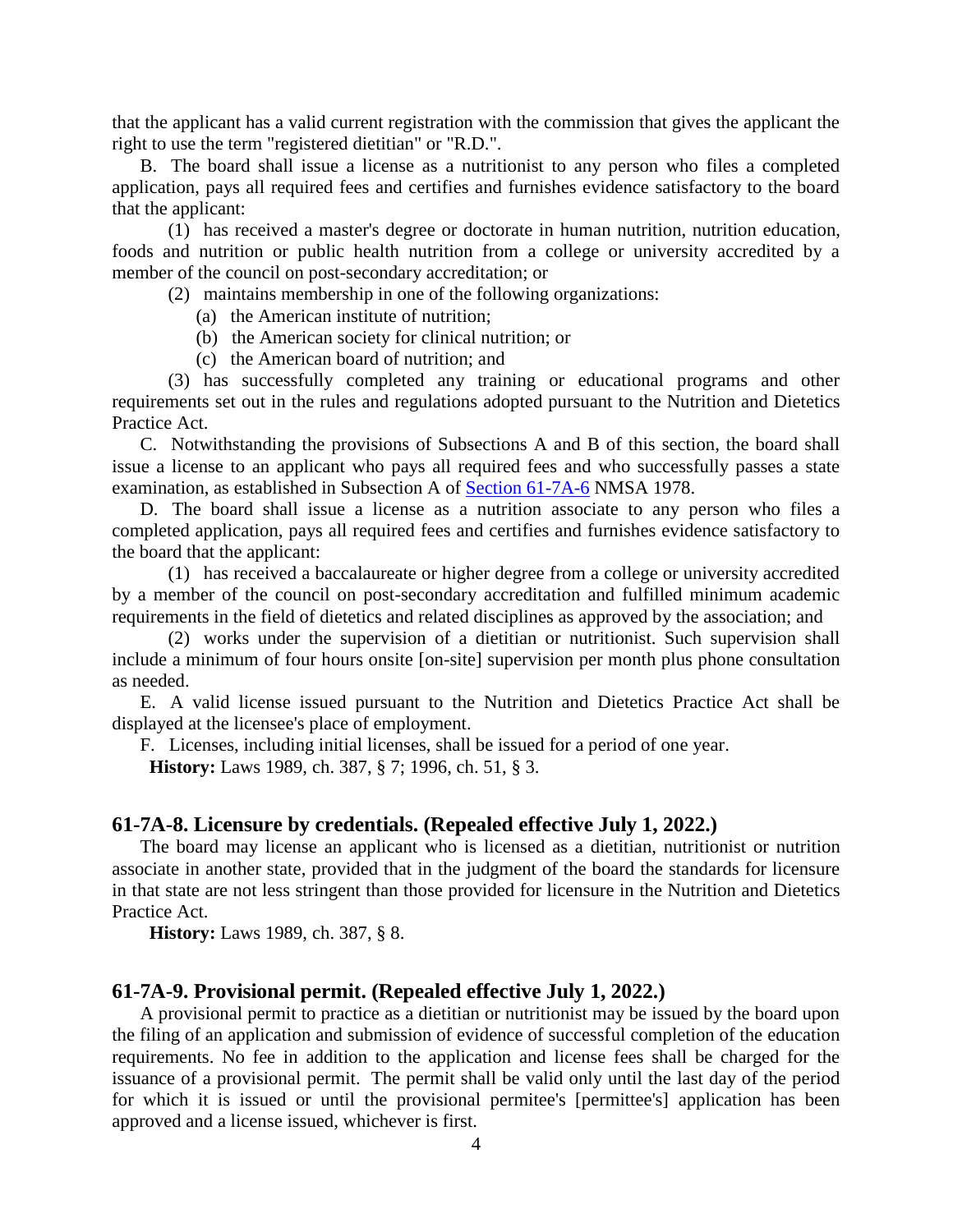that the applicant has a valid current registration with the commission that gives the applicant the right to use the term "registered dietitian" or "R.D.".

B. The board shall issue a license as a nutritionist to any person who files a completed application, pays all required fees and certifies and furnishes evidence satisfactory to the board that the applicant:

(1) has received a master's degree or doctorate in human nutrition, nutrition education, foods and nutrition or public health nutrition from a college or university accredited by a member of the council on post-secondary accreditation; or

(2) maintains membership in one of the following organizations:

(a) the American institute of nutrition;

(b) the American society for clinical nutrition; or

(c) the American board of nutrition; and

(3) has successfully completed any training or educational programs and other requirements set out in the rules and regulations adopted pursuant to the Nutrition and Dietetics Practice Act.

C. Notwithstanding the provisions of Subsections A and B of this section, the board shall issue a license to an applicant who pays all required fees and who successfully passes a state examination, as established in Subsection A of Section 61-7A-6 NMSA 1978.

D. The board shall issue a license as a nutrition associate to any person who files a completed application, pays all required fees and certifies and furnishes evidence satisfactory to the board that the applicant:

(1) has received a baccalaureate or higher degree from a college or university accredited by a member of the council on post-secondary accreditation and fulfilled minimum academic requirements in the field of dietetics and related disciplines as approved by the association; and

(2) works under the supervision of a dietitian or nutritionist. Such supervision shall include a minimum of four hours onsite [on-site] supervision per month plus phone consultation as needed.

E. A valid license issued pursuant to the Nutrition and Dietetics Practice Act shall be displayed at the licensee's place of employment.

F. Licenses, including initial licenses, shall be issued for a period of one year.

**History:** Laws 1989, ch. 387, § 7; 1996, ch. 51, § 3.

## 61-7A-8. Licensure by credentials. (Repealed effective July 1, 2022.)

The board may license an applicant who is licensed as a dietitian, nutritionist or nutrition associate in another state, provided that in the judgment of the board the standards for licensure in that state are not less stringent than those provided for licensure in the Nutrition and Dietetics Practice Act.

**History:** Laws 1989, ch. 387, § 8.

## 61-7A-9. Provisional permit. (Repealed effective July 1, 2022.)

A provisional permit to practice as a dietitian or nutritionist may be issued by the board upon the filing of an application and submission of evidence of successful completion of the education requirements. No fee in addition to the application and license fees shall be charged for the issuance of a provisional permit. The permit shall be valid only until the last day of the period for which it is issued or until the provisional permitee's [permittee's] application has been approved and a license issued, whichever is first.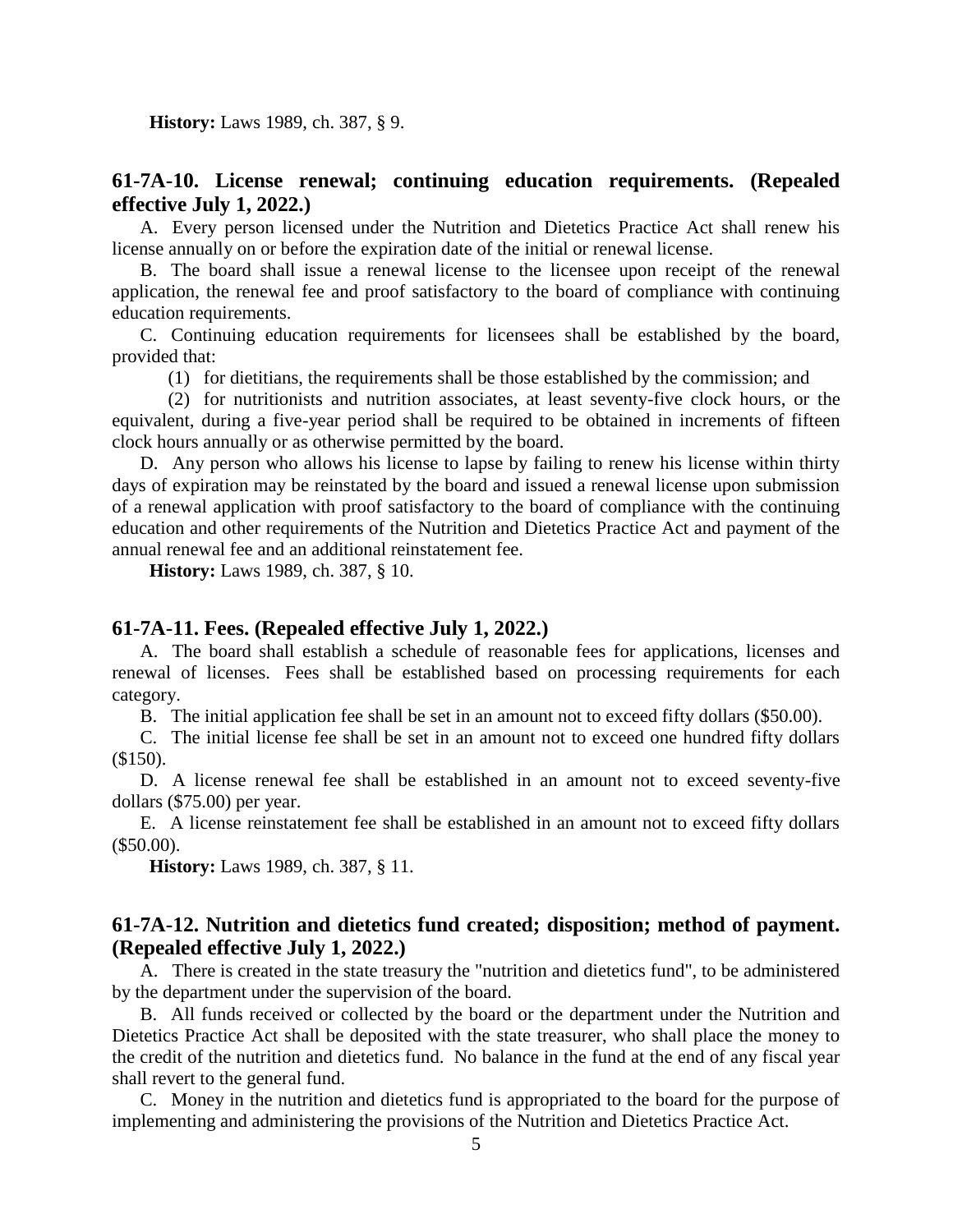**History:** Laws 1989, ch. 387, § 9.

## 61-7A-10. License renewal; continuing education requirements. (Repealed effective July 1, 2022.)

A. Every person licensed under the Nutrition and Dietetics Practice Act shall renew his license annually on or before the expiration date of the initial or renewal license.

B. The board shall issue a renewal license to the licensee upon receipt of the renewal application, the renewal fee and proof satisfactory to the board of compliance with continuing education requirements.

C. Continuing education requirements for licensees shall be established by the board, provided that:

(1) for dietitians, the requirements shall be those established by the commission; and

(2) for nutritionists and nutrition associates, at least seventy-five clock hours, or the equivalent, during a five-year period shall be required to be obtained in increments of fifteen clock hours annually or as otherwise permitted by the board.

D. Any person who allows his license to lapse by failing to renew his license within thirty days of expiration may be reinstated by the board and issued a renewal license upon submission of a renewal application with proof satisfactory to the board of compliance with the continuing education and other requirements of the Nutrition and Dietetics Practice Act and payment of the annual renewal fee and an additional reinstatement fee.

**History:** Laws 1989, ch. 387, § 10.

## 61-7A-11. Fees. (Repealed effective July 1, 2022.)

A. The board shall establish a schedule of reasonable fees for applications, licenses and renewal of licenses. Fees shall be established based on processing requirements for each category.

B. The initial application fee shall be set in an amount not to exceed fifty dollars ($50.00).

C. The initial license fee shall be set in an amount not to exceed one hundred fifty dollars ($150).

D. A license renewal fee shall be established in an amount not to exceed seventy-five dollars ($75.00) per year.

E. A license reinstatement fee shall be established in an amount not to exceed fifty dollars ($50.00).

**History:** Laws 1989, ch. 387, § 11.

## 61-7A-12. Nutrition and dietetics fund created; disposition; method of payment. (Repealed effective July 1, 2022.)

A. There is created in the state treasury the "nutrition and dietetics fund", to be administered by the department under the supervision of the board.

B. All funds received or collected by the board or the department under the Nutrition and Dietetics Practice Act shall be deposited with the state treasurer, who shall place the money to the credit of the nutrition and dietetics fund. No balance in the fund at the end of any fiscal year shall revert to the general fund.

C. Money in the nutrition and dietetics fund is appropriated to the board for the purpose of implementing and administering the provisions of the Nutrition and Dietetics Practice Act.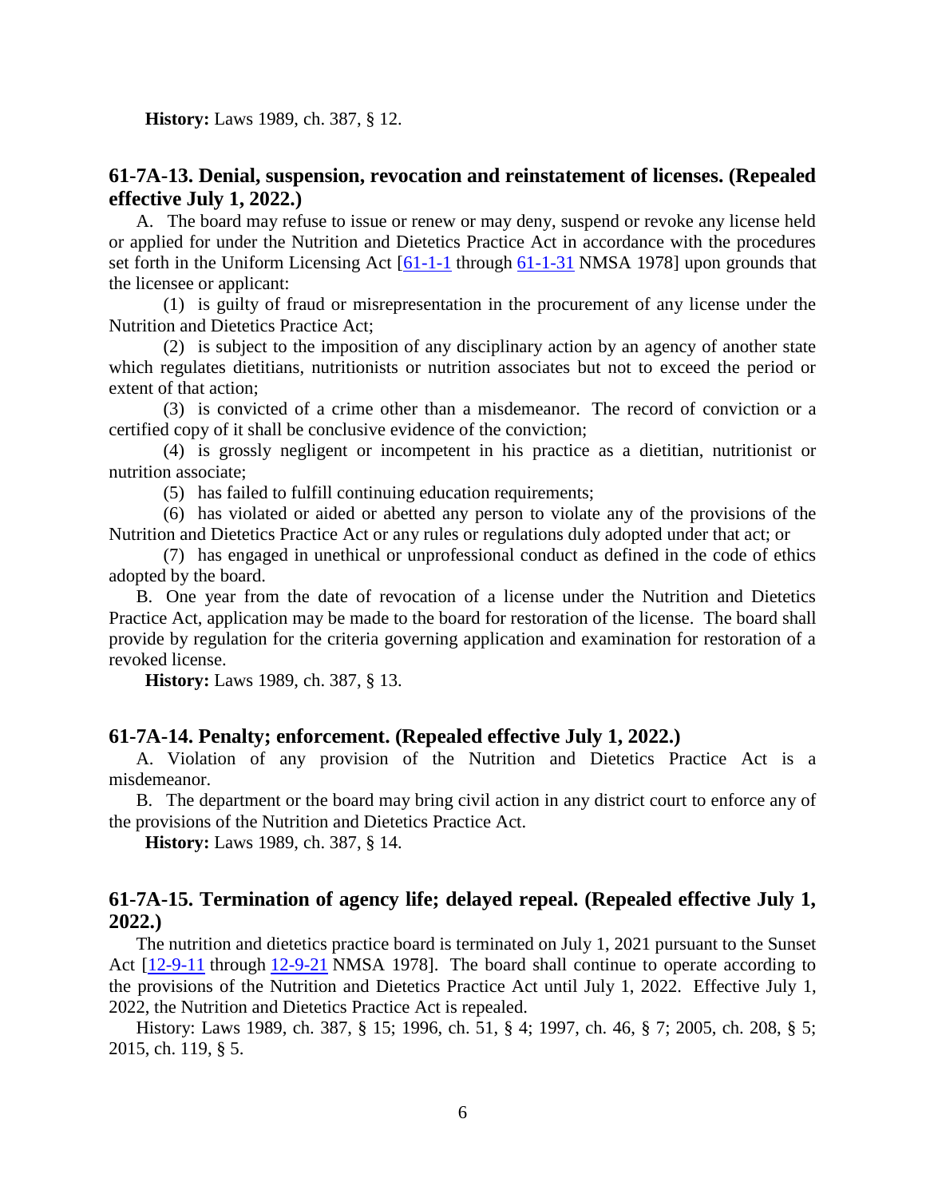**History:** Laws 1989, ch. 387, § 12.

## 61-7A-13. Denial, suspension, revocation and reinstatement of licenses. (Repealed effective July 1, 2022.)

A. The board may refuse to issue or renew or may deny, suspend or revoke any license held or applied for under the Nutrition and Dietetics Practice Act in accordance with the procedures set forth in the Uniform Licensing Act [61-1-1 through 61-1-31 NMSA 1978] upon grounds that the licensee or applicant:

(1) is guilty of fraud or misrepresentation in the procurement of any license under the Nutrition and Dietetics Practice Act;

(2) is subject to the imposition of any disciplinary action by an agency of another state which regulates dietitians, nutritionists or nutrition associates but not to exceed the period or extent of that action;

(3) is convicted of a crime other than a misdemeanor. The record of conviction or a certified copy of it shall be conclusive evidence of the conviction;

(4) is grossly negligent or incompetent in his practice as a dietitian, nutritionist or nutrition associate;

(5) has failed to fulfill continuing education requirements;

(6) has violated or aided or abetted any person to violate any of the provisions of the Nutrition and Dietetics Practice Act or any rules or regulations duly adopted under that act; or

(7) has engaged in unethical or unprofessional conduct as defined in the code of ethics adopted by the board.

B. One year from the date of revocation of a license under the Nutrition and Dietetics Practice Act, application may be made to the board for restoration of the license. The board shall provide by regulation for the criteria governing application and examination for restoration of a revoked license.

**History:** Laws 1989, ch. 387, § 13.

## 61-7A-14. Penalty; enforcement. (Repealed effective July 1, 2022.)

A. Violation of any provision of the Nutrition and Dietetics Practice Act is a misdemeanor.

B. The department or the board may bring civil action in any district court to enforce any of the provisions of the Nutrition and Dietetics Practice Act.

**History:** Laws 1989, ch. 387, § 14.

## 61-7A-15. Termination of agency life; delayed repeal. (Repealed effective July 1, 2022.)

The nutrition and dietetics practice board is terminated on July 1, 2021 pursuant to the Sunset Act [12-9-11 through 12-9-21 NMSA 1978]. The board shall continue to operate according to the provisions of the Nutrition and Dietetics Practice Act until July 1, 2022. Effective July 1, 2022, the Nutrition and Dietetics Practice Act is repealed.

History: Laws 1989, ch. 387, § 15; 1996, ch. 51, § 4; 1997, ch. 46, § 7; 2005, ch. 208, § 5; 2015, ch. 119, § 5.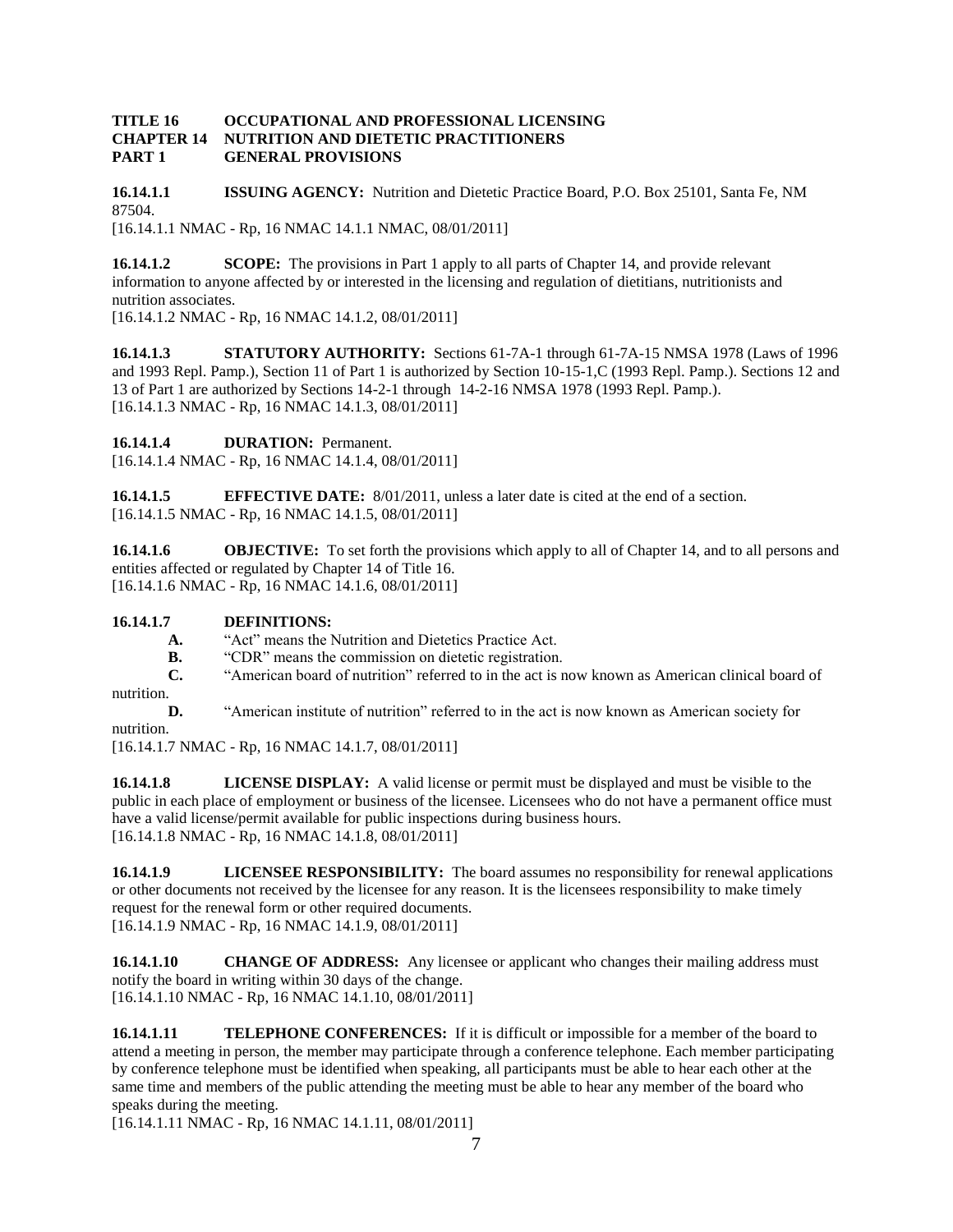**TITLE 16 OCCUPATIONAL AND PROFESSIONAL LICENSING**
**CHAPTER 14 NUTRITION AND DIETETIC PRACTITIONERS**
**PART 1 GENERAL PROVISIONS**

**16.14.1.1 ISSUING AGENCY:** Nutrition and Dietetic Practice Board, P.O. Box 25101, Santa Fe, NM 87504.
[16.14.1.1 NMAC - Rp, 16 NMAC 14.1.1 NMAC, 08/01/2011]

**16.14.1.2 SCOPE:** The provisions in Part 1 apply to all parts of Chapter 14, and provide relevant information to anyone affected by or interested in the licensing and regulation of dietitians, nutritionists and nutrition associates.
[16.14.1.2 NMAC - Rp, 16 NMAC 14.1.2, 08/01/2011]

**16.14.1.3 STATUTORY AUTHORITY:** Sections 61-7A-1 through 61-7A-15 NMSA 1978 (Laws of 1996 and 1993 Repl. Pamp.), Section 11 of Part 1 is authorized by Section 10-15-1,C (1993 Repl. Pamp.). Sections 12 and 13 of Part 1 are authorized by Sections 14-2-1 through 14-2-16 NMSA 1978 (1993 Repl. Pamp.).
[16.14.1.3 NMAC - Rp, 16 NMAC 14.1.3, 08/01/2011]

**16.14.1.4 DURATION:** Permanent.
[16.14.1.4 NMAC - Rp, 16 NMAC 14.1.4, 08/01/2011]

**16.14.1.5 EFFECTIVE DATE:** 8/01/2011, unless a later date is cited at the end of a section.
[16.14.1.5 NMAC - Rp, 16 NMAC 14.1.5, 08/01/2011]

**16.14.1.6 OBJECTIVE:** To set forth the provisions which apply to all of Chapter 14, and to all persons and entities affected or regulated by Chapter 14 of Title 16.
[16.14.1.6 NMAC - Rp, 16 NMAC 14.1.6, 08/01/2011]

**16.14.1.7 DEFINITIONS:**

**A.** "Act" means the Nutrition and Dietetics Practice Act.

**B.** "CDR" means the commission on dietetic registration.

**C.** "American board of nutrition" referred to in the act is now known as American clinical board of nutrition.

**D.** "American institute of nutrition" referred to in the act is now known as American society for nutrition.

[16.14.1.7 NMAC - Rp, 16 NMAC 14.1.7, 08/01/2011]

**16.14.1.8 LICENSE DISPLAY:** A valid license or permit must be displayed and must be visible to the public in each place of employment or business of the licensee. Licensees who do not have a permanent office must have a valid license/permit available for public inspections during business hours.
[16.14.1.8 NMAC - Rp, 16 NMAC 14.1.8, 08/01/2011]

**16.14.1.9 LICENSEE RESPONSIBILITY:** The board assumes no responsibility for renewal applications or other documents not received by the licensee for any reason. It is the licensees responsibility to make timely request for the renewal form or other required documents.
[16.14.1.9 NMAC - Rp, 16 NMAC 14.1.9, 08/01/2011]

**16.14.1.10 CHANGE OF ADDRESS:** Any licensee or applicant who changes their mailing address must notify the board in writing within 30 days of the change.
[16.14.1.10 NMAC - Rp, 16 NMAC 14.1.10, 08/01/2011]

**16.14.1.11 TELEPHONE CONFERENCES:** If it is difficult or impossible for a member of the board to attend a meeting in person, the member may participate through a conference telephone. Each member participating by conference telephone must be identified when speaking, all participants must be able to hear each other at the same time and members of the public attending the meeting must be able to hear any member of the board who speaks during the meeting.
[16.14.1.11 NMAC - Rp, 16 NMAC 14.1.11, 08/01/2011]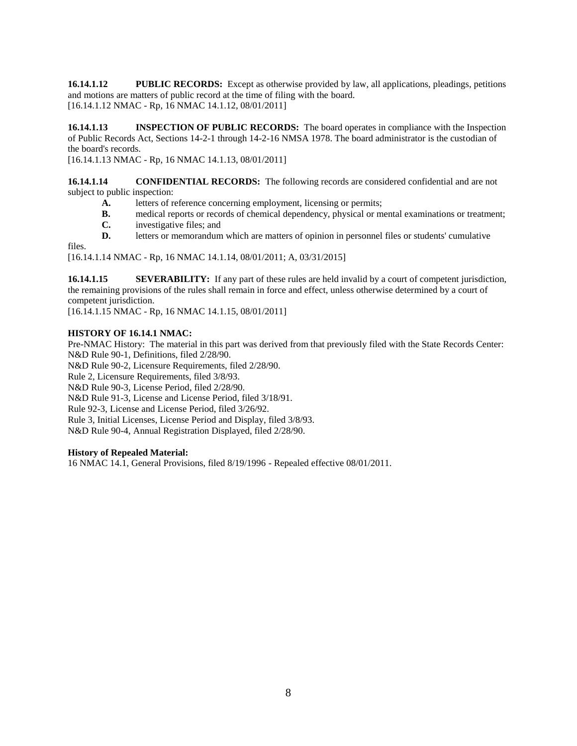**16.14.1.12 PUBLIC RECORDS:** Except as otherwise provided by law, all applications, pleadings, petitions and motions are matters of public record at the time of filing with the board.
[16.14.1.12 NMAC - Rp, 16 NMAC 14.1.12, 08/01/2011]

**16.14.1.13 INSPECTION OF PUBLIC RECORDS:** The board operates in compliance with the Inspection of Public Records Act, Sections 14-2-1 through 14-2-16 NMSA 1978. The board administrator is the custodian of the board's records.
[16.14.1.13 NMAC - Rp, 16 NMAC 14.1.13, 08/01/2011]

**16.14.1.14 CONFIDENTIAL RECORDS:** The following records are considered confidential and are not subject to public inspection:

**A.** letters of reference concerning employment, licensing or permits;
**B.** medical reports or records of chemical dependency, physical or mental examinations or treatment;
**C.** investigative files; and
**D.** letters or memorandum which are matters of opinion in personnel files or students' cumulative files.

[16.14.1.14 NMAC - Rp, 16 NMAC 14.1.14, 08/01/2011; A, 03/31/2015]

**16.14.1.15 SEVERABILITY:** If any part of these rules are held invalid by a court of competent jurisdiction, the remaining provisions of the rules shall remain in force and effect, unless otherwise determined by a court of competent jurisdiction.
[16.14.1.15 NMAC - Rp, 16 NMAC 14.1.15, 08/01/2011]

**HISTORY OF 16.14.1 NMAC:**
Pre-NMAC History: The material in this part was derived from that previously filed with the State Records Center:
N&D Rule 90-1, Definitions, filed 2/28/90.
N&D Rule 90-2, Licensure Requirements, filed 2/28/90.
Rule 2, Licensure Requirements, filed 3/8/93.
N&D Rule 90-3, License Period, filed 2/28/90.
N&D Rule 91-3, License and License Period, filed 3/18/91.
Rule 92-3, License and License Period, filed 3/26/92.
Rule 3, Initial Licenses, License Period and Display, filed 3/8/93.
N&D Rule 90-4, Annual Registration Displayed, filed 2/28/90.

**History of Repealed Material:**
16 NMAC 14.1, General Provisions, filed 8/19/1996 - Repealed effective 08/01/2011.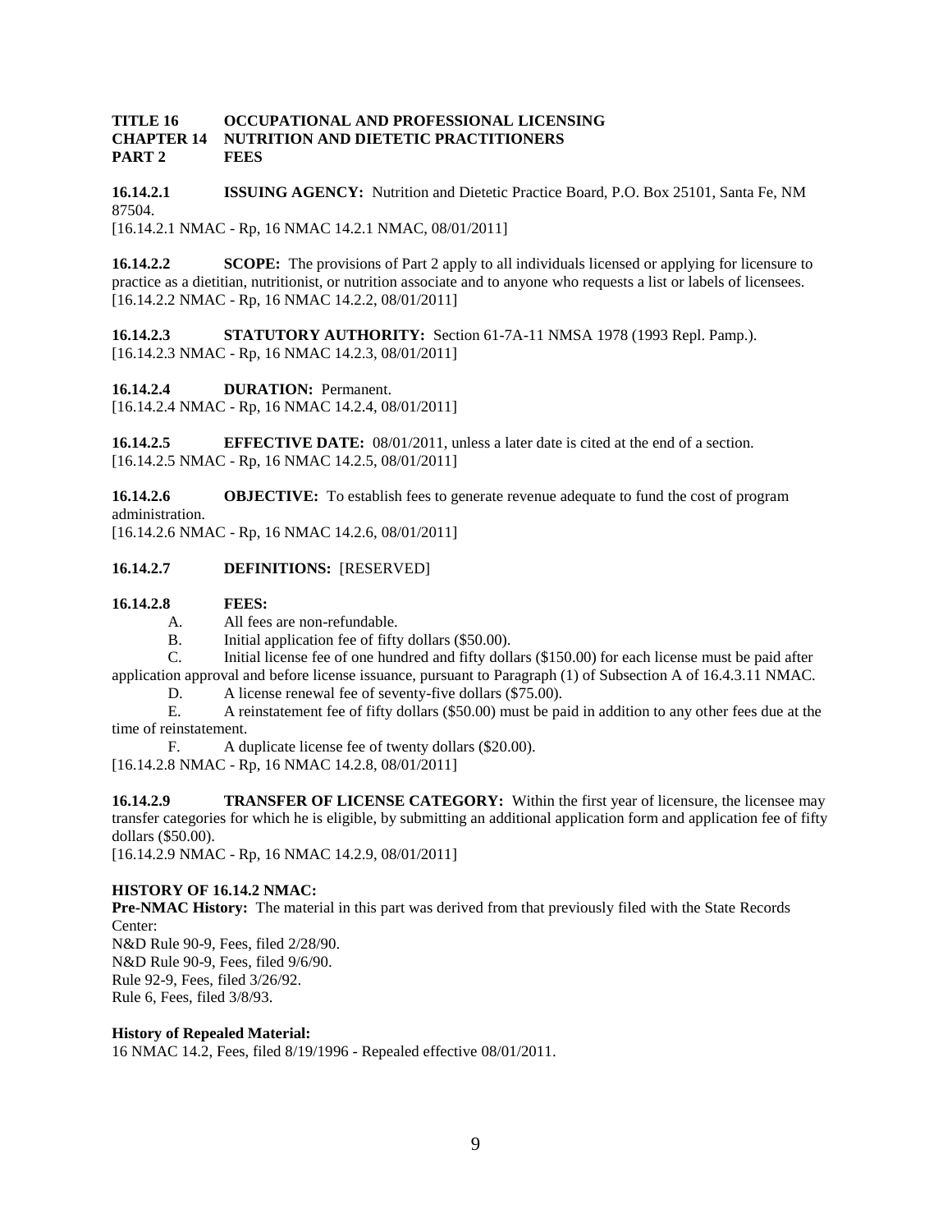**TITLE 16 OCCUPATIONAL AND PROFESSIONAL LICENSING**
**CHAPTER 14 NUTRITION AND DIETETIC PRACTITIONERS**
**PART 2 FEES**

**16.14.2.1 ISSUING AGENCY:** Nutrition and Dietetic Practice Board, P.O. Box 25101, Santa Fe, NM 87504.
[16.14.2.1 NMAC - Rp, 16 NMAC 14.2.1 NMAC, 08/01/2011]

**16.14.2.2 SCOPE:** The provisions of Part 2 apply to all individuals licensed or applying for licensure to practice as a dietitian, nutritionist, or nutrition associate and to anyone who requests a list or labels of licensees.
[16.14.2.2 NMAC - Rp, 16 NMAC 14.2.2, 08/01/2011]

**16.14.2.3 STATUTORY AUTHORITY:** Section 61-7A-11 NMSA 1978 (1993 Repl. Pamp.).
[16.14.2.3 NMAC - Rp, 16 NMAC 14.2.3, 08/01/2011]

**16.14.2.4 DURATION:** Permanent.
[16.14.2.4 NMAC - Rp, 16 NMAC 14.2.4, 08/01/2011]

**16.14.2.5 EFFECTIVE DATE:** 08/01/2011, unless a later date is cited at the end of a section.
[16.14.2.5 NMAC - Rp, 16 NMAC 14.2.5, 08/01/2011]

**16.14.2.6 OBJECTIVE:** To establish fees to generate revenue adequate to fund the cost of program administration.
[16.14.2.6 NMAC - Rp, 16 NMAC 14.2.6, 08/01/2011]

**16.14.2.7 DEFINITIONS:** [RESERVED]

**16.14.2.8 FEES:**

A. All fees are non-refundable.

B. Initial application fee of fifty dollars ($50.00).

C. Initial license fee of one hundred and fifty dollars ($150.00) for each license must be paid after application approval and before license issuance, pursuant to Paragraph (1) of Subsection A of 16.4.3.11 NMAC.

D. A license renewal fee of seventy-five dollars ($75.00).

E. A reinstatement fee of fifty dollars ($50.00) must be paid in addition to any other fees due at the time of reinstatement.

F. A duplicate license fee of twenty dollars ($20.00).

[16.14.2.8 NMAC - Rp, 16 NMAC 14.2.8, 08/01/2011]

**16.14.2.9 TRANSFER OF LICENSE CATEGORY:** Within the first year of licensure, the licensee may transfer categories for which he is eligible, by submitting an additional application form and application fee of fifty dollars ($50.00).
[16.14.2.9 NMAC - Rp, 16 NMAC 14.2.9, 08/01/2011]

**HISTORY OF 16.14.2 NMAC:**

**Pre-NMAC History:** The material in this part was derived from that previously filed with the State Records Center:
N&D Rule 90-9, Fees, filed 2/28/90.
N&D Rule 90-9, Fees, filed 9/6/90.
Rule 92-9, Fees, filed 3/26/92.
Rule 6, Fees, filed 3/8/93.

**History of Repealed Material:**
16 NMAC 14.2, Fees, filed 8/19/1996 - Repealed effective 08/01/2011.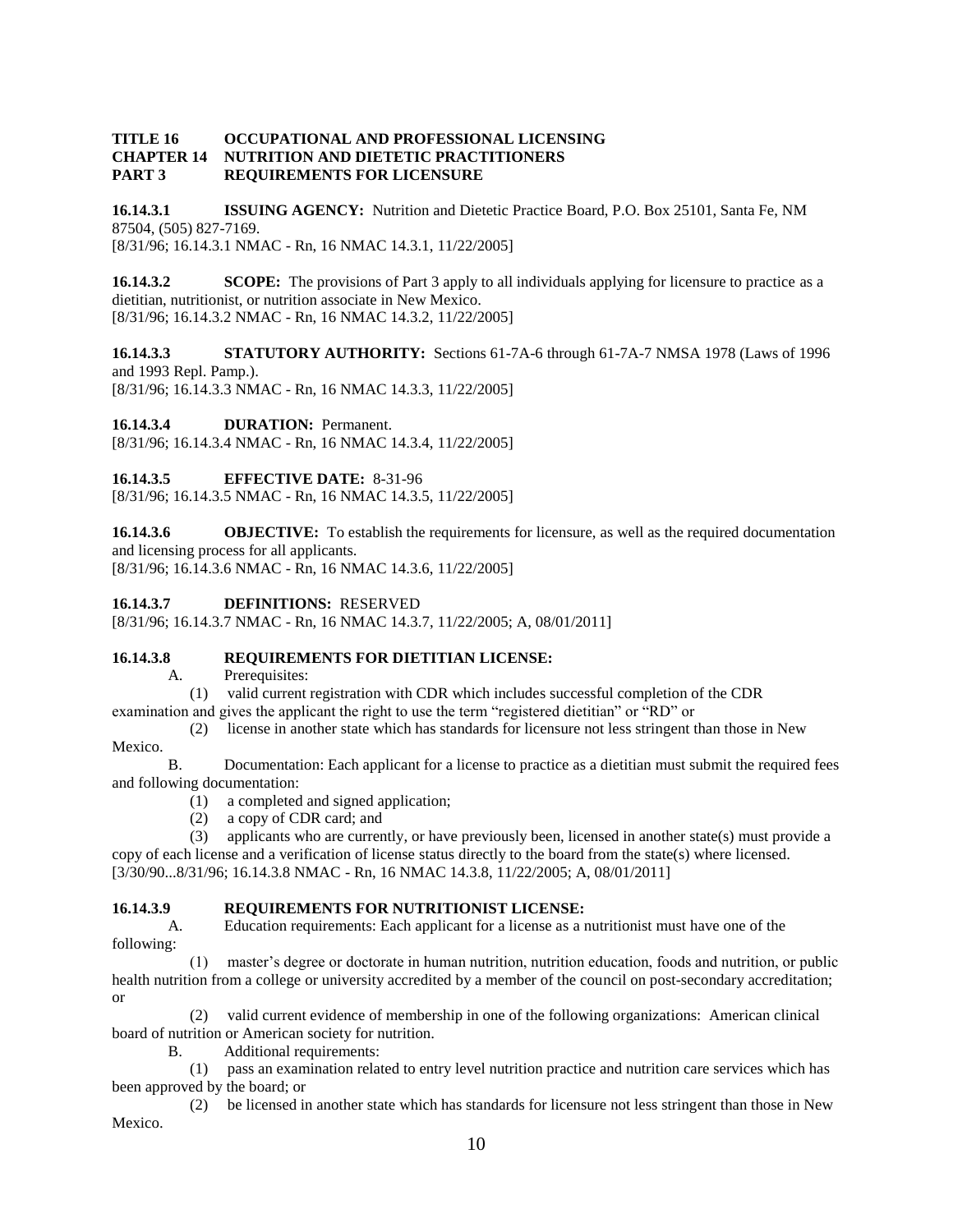**TITLE 16 OCCUPATIONAL AND PROFESSIONAL LICENSING**
**CHAPTER 14 NUTRITION AND DIETETIC PRACTITIONERS**
**PART 3 REQUIREMENTS FOR LICENSURE**

**16.14.3.1 ISSUING AGENCY:** Nutrition and Dietetic Practice Board, P.O. Box 25101, Santa Fe, NM 87504, (505) 827-7169.
[8/31/96; 16.14.3.1 NMAC - Rn, 16 NMAC 14.3.1, 11/22/2005]

**16.14.3.2 SCOPE:** The provisions of Part 3 apply to all individuals applying for licensure to practice as a dietitian, nutritionist, or nutrition associate in New Mexico.
[8/31/96; 16.14.3.2 NMAC - Rn, 16 NMAC 14.3.2, 11/22/2005]

**16.14.3.3 STATUTORY AUTHORITY:** Sections 61-7A-6 through 61-7A-7 NMSA 1978 (Laws of 1996 and 1993 Repl. Pamp.).
[8/31/96; 16.14.3.3 NMAC - Rn, 16 NMAC 14.3.3, 11/22/2005]

**16.14.3.4 DURATION:** Permanent.
[8/31/96; 16.14.3.4 NMAC - Rn, 16 NMAC 14.3.4, 11/22/2005]

**16.14.3.5 EFFECTIVE DATE:** 8-31-96
[8/31/96; 16.14.3.5 NMAC - Rn, 16 NMAC 14.3.5, 11/22/2005]

**16.14.3.6 OBJECTIVE:** To establish the requirements for licensure, as well as the required documentation and licensing process for all applicants.
[8/31/96; 16.14.3.6 NMAC - Rn, 16 NMAC 14.3.6, 11/22/2005]

**16.14.3.7 DEFINITIONS:** RESERVED
[8/31/96; 16.14.3.7 NMAC - Rn, 16 NMAC 14.3.7, 11/22/2005; A, 08/01/2011]

**16.14.3.8 REQUIREMENTS FOR DIETITIAN LICENSE:**

A. Prerequisites:

(1) valid current registration with CDR which includes successful completion of the CDR examination and gives the applicant the right to use the term "registered dietitian" or "RD" or

(2) license in another state which has standards for licensure not less stringent than those in New Mexico.

B. Documentation: Each applicant for a license to practice as a dietitian must submit the required fees and following documentation:

(1) a completed and signed application;

(2) a copy of CDR card; and

(3) applicants who are currently, or have previously been, licensed in another state(s) must provide a copy of each license and a verification of license status directly to the board from the state(s) where licensed.
[3/30/90...8/31/96; 16.14.3.8 NMAC - Rn, 16 NMAC 14.3.8, 11/22/2005; A, 08/01/2011]

**16.14.3.9 REQUIREMENTS FOR NUTRITIONIST LICENSE:**

A. Education requirements: Each applicant for a license as a nutritionist must have one of the following:

(1) master's degree or doctorate in human nutrition, nutrition education, foods and nutrition, or public health nutrition from a college or university accredited by a member of the council on post-secondary accreditation; or

(2) valid current evidence of membership in one of the following organizations: American clinical board of nutrition or American society for nutrition.

B. Additional requirements:

(1) pass an examination related to entry level nutrition practice and nutrition care services which has been approved by the board; or

(2) be licensed in another state which has standards for licensure not less stringent than those in New Mexico.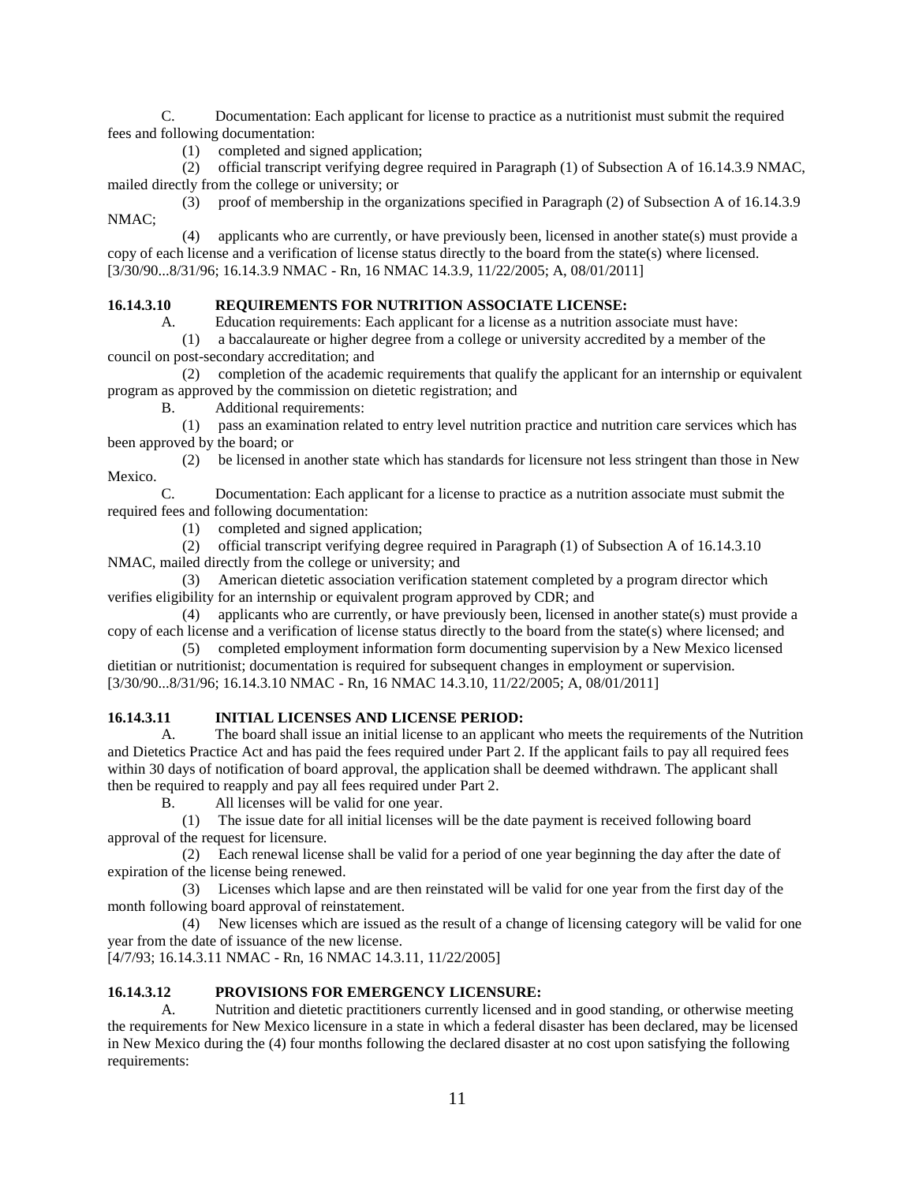C. Documentation: Each applicant for license to practice as a nutritionist must submit the required fees and following documentation:

(1) completed and signed application;

(2) official transcript verifying degree required in Paragraph (1) of Subsection A of 16.14.3.9 NMAC, mailed directly from the college or university; or

(3) proof of membership in the organizations specified in Paragraph (2) of Subsection A of 16.14.3.9 NMAC;

(4) applicants who are currently, or have previously been, licensed in another state(s) must provide a copy of each license and a verification of license status directly to the board from the state(s) where licensed.

[3/30/90...8/31/96; 16.14.3.9 NMAC - Rn, 16 NMAC 14.3.9, 11/22/2005; A, 08/01/2011]

**16.14.3.10 REQUIREMENTS FOR NUTRITION ASSOCIATE LICENSE:**

A. Education requirements: Each applicant for a license as a nutrition associate must have:

(1) a baccalaureate or higher degree from a college or university accredited by a member of the council on post-secondary accreditation; and

(2) completion of the academic requirements that qualify the applicant for an internship or equivalent program as approved by the commission on dietetic registration; and

B. Additional requirements:

(1) pass an examination related to entry level nutrition practice and nutrition care services which has been approved by the board; or

(2) be licensed in another state which has standards for licensure not less stringent than those in New Mexico.

C. Documentation: Each applicant for a license to practice as a nutrition associate must submit the required fees and following documentation:

(1) completed and signed application;

(2) official transcript verifying degree required in Paragraph (1) of Subsection A of 16.14.3.10 NMAC, mailed directly from the college or university; and

(3) American dietetic association verification statement completed by a program director which verifies eligibility for an internship or equivalent program approved by CDR; and

(4) applicants who are currently, or have previously been, licensed in another state(s) must provide a copy of each license and a verification of license status directly to the board from the state(s) where licensed; and

(5) completed employment information form documenting supervision by a New Mexico licensed dietitian or nutritionist; documentation is required for subsequent changes in employment or supervision.

[3/30/90...8/31/96; 16.14.3.10 NMAC - Rn, 16 NMAC 14.3.10, 11/22/2005; A, 08/01/2011]

**16.14.3.11 INITIAL LICENSES AND LICENSE PERIOD:**

A. The board shall issue an initial license to an applicant who meets the requirements of the Nutrition and Dietetics Practice Act and has paid the fees required under Part 2. If the applicant fails to pay all required fees within 30 days of notification of board approval, the application shall be deemed withdrawn. The applicant shall then be required to reapply and pay all fees required under Part 2.

B. All licenses will be valid for one year.

(1) The issue date for all initial licenses will be the date payment is received following board approval of the request for licensure.

(2) Each renewal license shall be valid for a period of one year beginning the day after the date of expiration of the license being renewed.

(3) Licenses which lapse and are then reinstated will be valid for one year from the first day of the month following board approval of reinstatement.

(4) New licenses which are issued as the result of a change of licensing category will be valid for one year from the date of issuance of the new license.

[4/7/93; 16.14.3.11 NMAC - Rn, 16 NMAC 14.3.11, 11/22/2005]

**16.14.3.12 PROVISIONS FOR EMERGENCY LICENSURE:**

A. Nutrition and dietetic practitioners currently licensed and in good standing, or otherwise meeting the requirements for New Mexico licensure in a state in which a federal disaster has been declared, may be licensed in New Mexico during the (4) four months following the declared disaster at no cost upon satisfying the following requirements: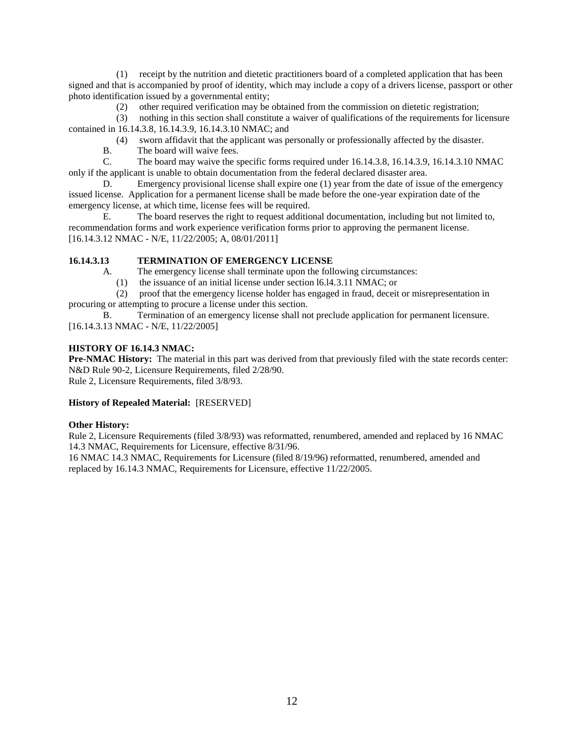(1) receipt by the nutrition and dietetic practitioners board of a completed application that has been signed and that is accompanied by proof of identity, which may include a copy of a drivers license, passport or other photo identification issued by a governmental entity;

(2) other required verification may be obtained from the commission on dietetic registration;

(3) nothing in this section shall constitute a waiver of qualifications of the requirements for licensure contained in 16.14.3.8, 16.14.3.9, 16.14.3.10 NMAC; and

(4) sworn affidavit that the applicant was personally or professionally affected by the disaster.

B. The board will waive fees.

C. The board may waive the specific forms required under 16.14.3.8, 16.14.3.9, 16.14.3.10 NMAC only if the applicant is unable to obtain documentation from the federal declared disaster area.

D. Emergency provisional license shall expire one (1) year from the date of issue of the emergency issued license. Application for a permanent license shall be made before the one-year expiration date of the emergency license, at which time, license fees will be required.

E. The board reserves the right to request additional documentation, including but not limited to, recommendation forms and work experience verification forms prior to approving the permanent license.

[16.14.3.12 NMAC - N/E, 11/22/2005; A, 08/01/2011]

**16.14.3.13 TERMINATION OF EMERGENCY LICENSE**

A. The emergency license shall terminate upon the following circumstances:

(1) the issuance of an initial license under section l6.l4.3.11 NMAC; or

(2) proof that the emergency license holder has engaged in fraud, deceit or misrepresentation in procuring or attempting to procure a license under this section.

B. Termination of an emergency license shall not preclude application for permanent licensure.

[16.14.3.13 NMAC - N/E, 11/22/2005]

**HISTORY OF 16.14.3 NMAC:**

**Pre-NMAC History:** The material in this part was derived from that previously filed with the state records center:
N&D Rule 90-2, Licensure Requirements, filed 2/28/90.
Rule 2, Licensure Requirements, filed 3/8/93.

**History of Repealed Material:** [RESERVED]

**Other History:**
Rule 2, Licensure Requirements (filed 3/8/93) was reformatted, renumbered, amended and replaced by 16 NMAC 14.3 NMAC, Requirements for Licensure, effective 8/31/96.
16 NMAC 14.3 NMAC, Requirements for Licensure (filed 8/19/96) reformatted, renumbered, amended and replaced by 16.14.3 NMAC, Requirements for Licensure, effective 11/22/2005.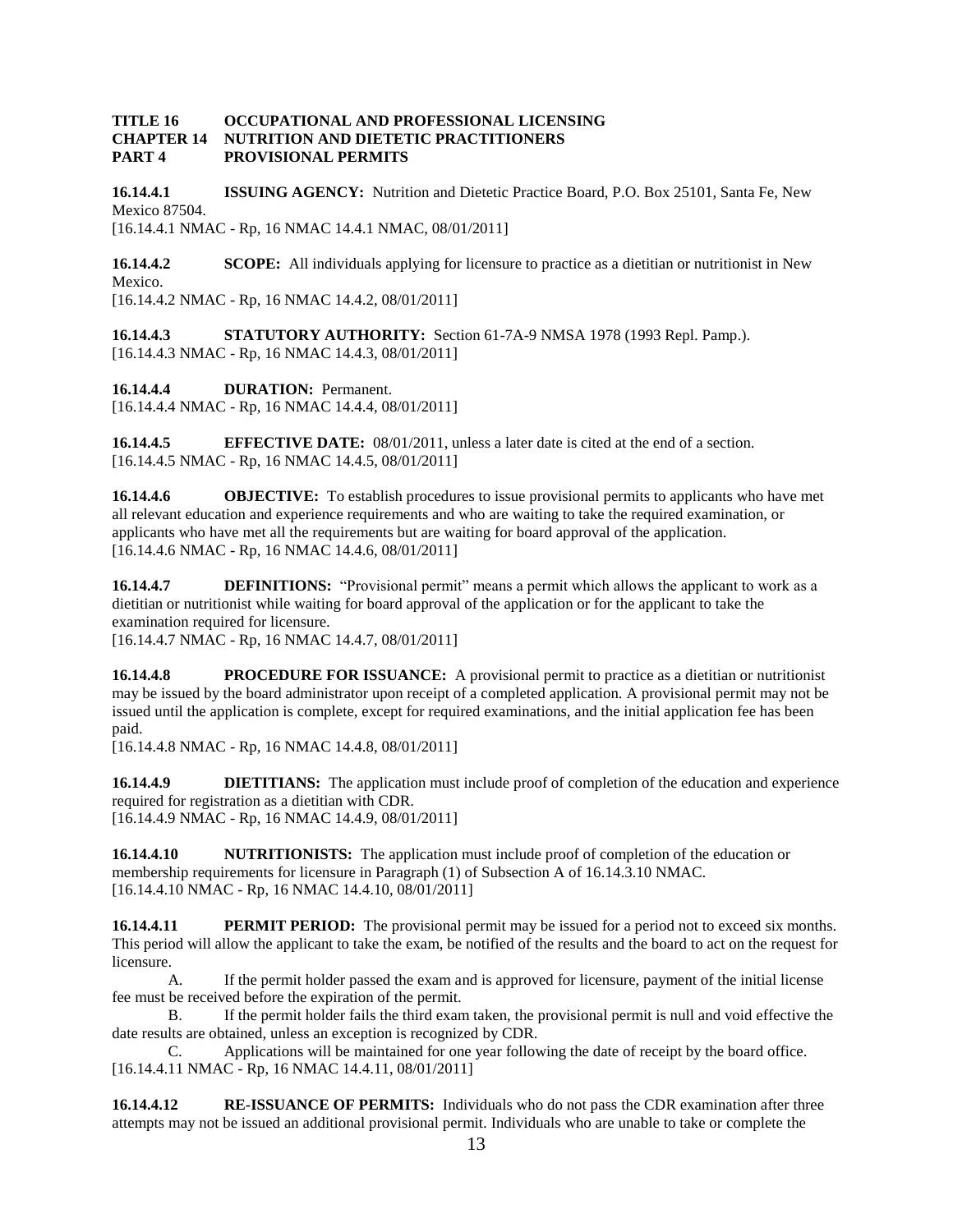**TITLE 16 OCCUPATIONAL AND PROFESSIONAL LICENSING**
**CHAPTER 14 NUTRITION AND DIETETIC PRACTITIONERS**
**PART 4 PROVISIONAL PERMITS**

**16.14.4.1 ISSUING AGENCY:** Nutrition and Dietetic Practice Board, P.O. Box 25101, Santa Fe, New Mexico 87504.
[16.14.4.1 NMAC - Rp, 16 NMAC 14.4.1 NMAC, 08/01/2011]

**16.14.4.2 SCOPE:** All individuals applying for licensure to practice as a dietitian or nutritionist in New Mexico.
[16.14.4.2 NMAC - Rp, 16 NMAC 14.4.2, 08/01/2011]

**16.14.4.3 STATUTORY AUTHORITY:** Section 61-7A-9 NMSA 1978 (1993 Repl. Pamp.).
[16.14.4.3 NMAC - Rp, 16 NMAC 14.4.3, 08/01/2011]

**16.14.4.4 DURATION:** Permanent.
[16.14.4.4 NMAC - Rp, 16 NMAC 14.4.4, 08/01/2011]

**16.14.4.5 EFFECTIVE DATE:** 08/01/2011, unless a later date is cited at the end of a section.
[16.14.4.5 NMAC - Rp, 16 NMAC 14.4.5, 08/01/2011]

**16.14.4.6 OBJECTIVE:** To establish procedures to issue provisional permits to applicants who have met all relevant education and experience requirements and who are waiting to take the required examination, or applicants who have met all the requirements but are waiting for board approval of the application.
[16.14.4.6 NMAC - Rp, 16 NMAC 14.4.6, 08/01/2011]

**16.14.4.7 DEFINITIONS:** "Provisional permit" means a permit which allows the applicant to work as a dietitian or nutritionist while waiting for board approval of the application or for the applicant to take the examination required for licensure.
[16.14.4.7 NMAC - Rp, 16 NMAC 14.4.7, 08/01/2011]

**16.14.4.8 PROCEDURE FOR ISSUANCE:** A provisional permit to practice as a dietitian or nutritionist may be issued by the board administrator upon receipt of a completed application. A provisional permit may not be issued until the application is complete, except for required examinations, and the initial application fee has been paid.
[16.14.4.8 NMAC - Rp, 16 NMAC 14.4.8, 08/01/2011]

**16.14.4.9 DIETITIANS:** The application must include proof of completion of the education and experience required for registration as a dietitian with CDR.
[16.14.4.9 NMAC - Rp, 16 NMAC 14.4.9, 08/01/2011]

**16.14.4.10 NUTRITIONISTS:** The application must include proof of completion of the education or membership requirements for licensure in Paragraph (1) of Subsection A of 16.14.3.10 NMAC.
[16.14.4.10 NMAC - Rp, 16 NMAC 14.4.10, 08/01/2011]

**16.14.4.11 PERMIT PERIOD:** The provisional permit may be issued for a period not to exceed six months. This period will allow the applicant to take the exam, be notified of the results and the board to act on the request for licensure.

A. If the permit holder passed the exam and is approved for licensure, payment of the initial license fee must be received before the expiration of the permit.

B. If the permit holder fails the third exam taken, the provisional permit is null and void effective the date results are obtained, unless an exception is recognized by CDR.

C. Applications will be maintained for one year following the date of receipt by the board office.
[16.14.4.11 NMAC - Rp, 16 NMAC 14.4.11, 08/01/2011]

**16.14.4.12 RE-ISSUANCE OF PERMITS:** Individuals who do not pass the CDR examination after three attempts may not be issued an additional provisional permit. Individuals who are unable to take or complete the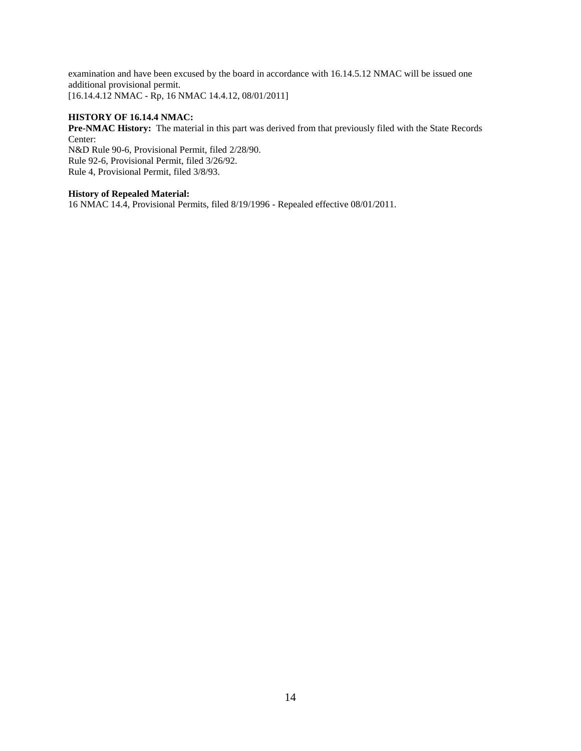examination and have been excused by the board in accordance with 16.14.5.12 NMAC will be issued one additional provisional permit.
[16.14.4.12 NMAC - Rp, 16 NMAC 14.4.12, 08/01/2011]

**HISTORY OF 16.14.4 NMAC:**
**Pre-NMAC History:** The material in this part was derived from that previously filed with the State Records Center:
N&D Rule 90-6, Provisional Permit, filed 2/28/90.
Rule 92-6, Provisional Permit, filed 3/26/92.
Rule 4, Provisional Permit, filed 3/8/93.

**History of Repealed Material:**
16 NMAC 14.4, Provisional Permits, filed 8/19/1996 - Repealed effective 08/01/2011.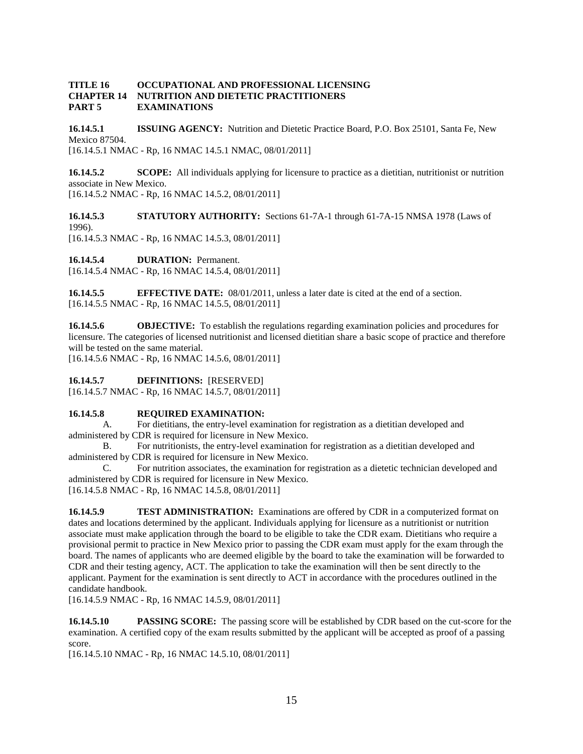**TITLE 16 OCCUPATIONAL AND PROFESSIONAL LICENSING**
**CHAPTER 14 NUTRITION AND DIETETIC PRACTITIONERS**
**PART 5 EXAMINATIONS**

**16.14.5.1 ISSUING AGENCY:** Nutrition and Dietetic Practice Board, P.O. Box 25101, Santa Fe, New Mexico 87504.
[16.14.5.1 NMAC - Rp, 16 NMAC 14.5.1 NMAC, 08/01/2011]

**16.14.5.2 SCOPE:** All individuals applying for licensure to practice as a dietitian, nutritionist or nutrition associate in New Mexico.
[16.14.5.2 NMAC - Rp, 16 NMAC 14.5.2, 08/01/2011]

**16.14.5.3 STATUTORY AUTHORITY:** Sections 61-7A-1 through 61-7A-15 NMSA 1978 (Laws of 1996).
[16.14.5.3 NMAC - Rp, 16 NMAC 14.5.3, 08/01/2011]

**16.14.5.4 DURATION:** Permanent.
[16.14.5.4 NMAC - Rp, 16 NMAC 14.5.4, 08/01/2011]

**16.14.5.5 EFFECTIVE DATE:** 08/01/2011, unless a later date is cited at the end of a section.
[16.14.5.5 NMAC - Rp, 16 NMAC 14.5.5, 08/01/2011]

**16.14.5.6 OBJECTIVE:** To establish the regulations regarding examination policies and procedures for licensure. The categories of licensed nutritionist and licensed dietitian share a basic scope of practice and therefore will be tested on the same material.
[16.14.5.6 NMAC - Rp, 16 NMAC 14.5.6, 08/01/2011]

**16.14.5.7 DEFINITIONS:** [RESERVED]
[16.14.5.7 NMAC - Rp, 16 NMAC 14.5.7, 08/01/2011]

**16.14.5.8 REQUIRED EXAMINATION:**

A. For dietitians, the entry-level examination for registration as a dietitian developed and administered by CDR is required for licensure in New Mexico.

B. For nutritionists, the entry-level examination for registration as a dietitian developed and administered by CDR is required for licensure in New Mexico.

C. For nutrition associates, the examination for registration as a dietetic technician developed and administered by CDR is required for licensure in New Mexico.

[16.14.5.8 NMAC - Rp, 16 NMAC 14.5.8, 08/01/2011]

**16.14.5.9 TEST ADMINISTRATION:** Examinations are offered by CDR in a computerized format on dates and locations determined by the applicant. Individuals applying for licensure as a nutritionist or nutrition associate must make application through the board to be eligible to take the CDR exam. Dietitians who require a provisional permit to practice in New Mexico prior to passing the CDR exam must apply for the exam through the board. The names of applicants who are deemed eligible by the board to take the examination will be forwarded to CDR and their testing agency, ACT. The application to take the examination will then be sent directly to the applicant. Payment for the examination is sent directly to ACT in accordance with the procedures outlined in the candidate handbook.
[16.14.5.9 NMAC - Rp, 16 NMAC 14.5.9, 08/01/2011]

**16.14.5.10 PASSING SCORE:** The passing score will be established by CDR based on the cut-score for the examination. A certified copy of the exam results submitted by the applicant will be accepted as proof of a passing score.
[16.14.5.10 NMAC - Rp, 16 NMAC 14.5.10, 08/01/2011]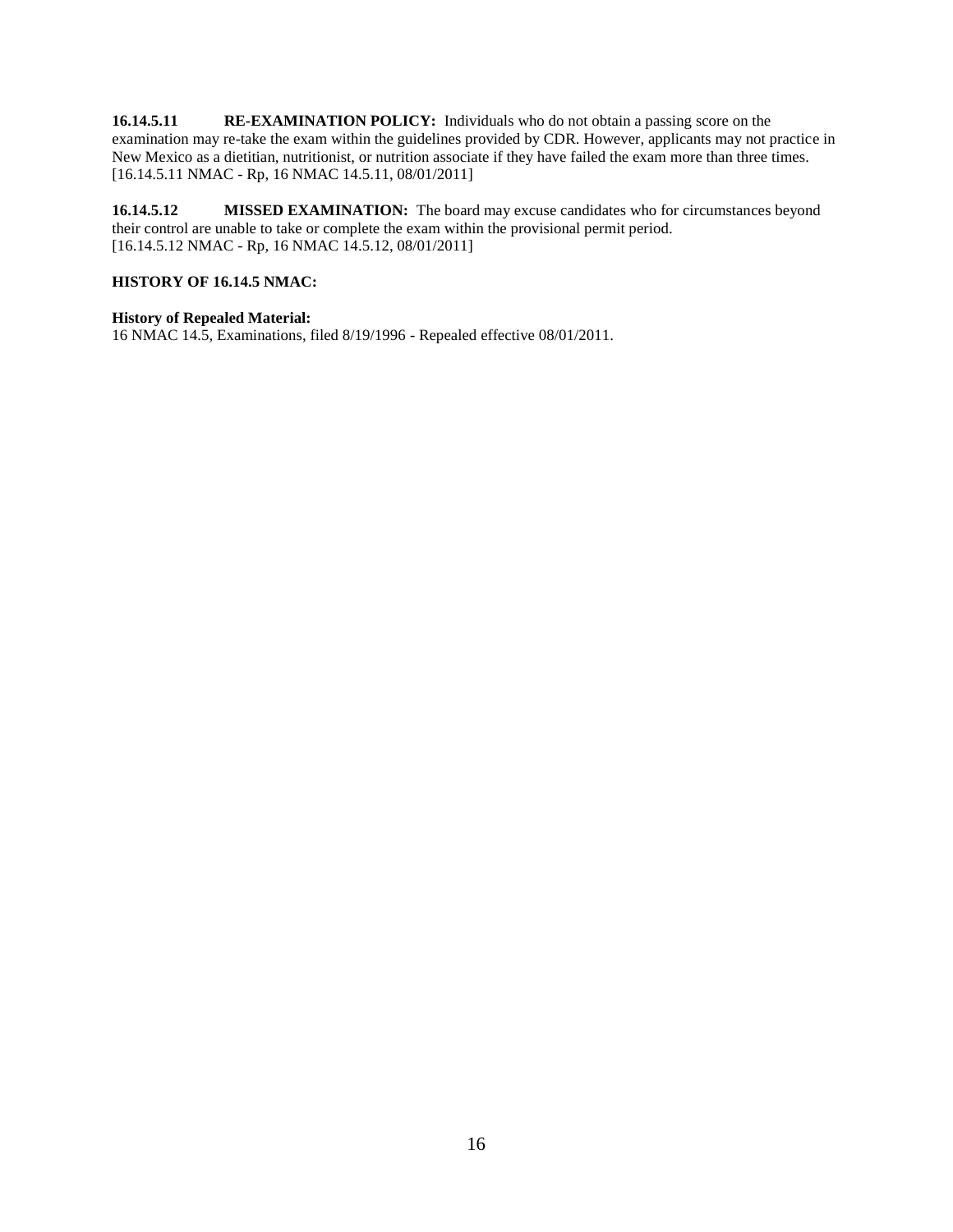**16.14.5.11 RE-EXAMINATION POLICY:** Individuals who do not obtain a passing score on the examination may re-take the exam within the guidelines provided by CDR. However, applicants may not practice in New Mexico as a dietitian, nutritionist, or nutrition associate if they have failed the exam more than three times.
[16.14.5.11 NMAC - Rp, 16 NMAC 14.5.11, 08/01/2011]

**16.14.5.12 MISSED EXAMINATION:** The board may excuse candidates who for circumstances beyond their control are unable to take or complete the exam within the provisional permit period.
[16.14.5.12 NMAC - Rp, 16 NMAC 14.5.12, 08/01/2011]

**HISTORY OF 16.14.5 NMAC:**

**History of Repealed Material:**
16 NMAC 14.5, Examinations, filed 8/19/1996 - Repealed effective 08/01/2011.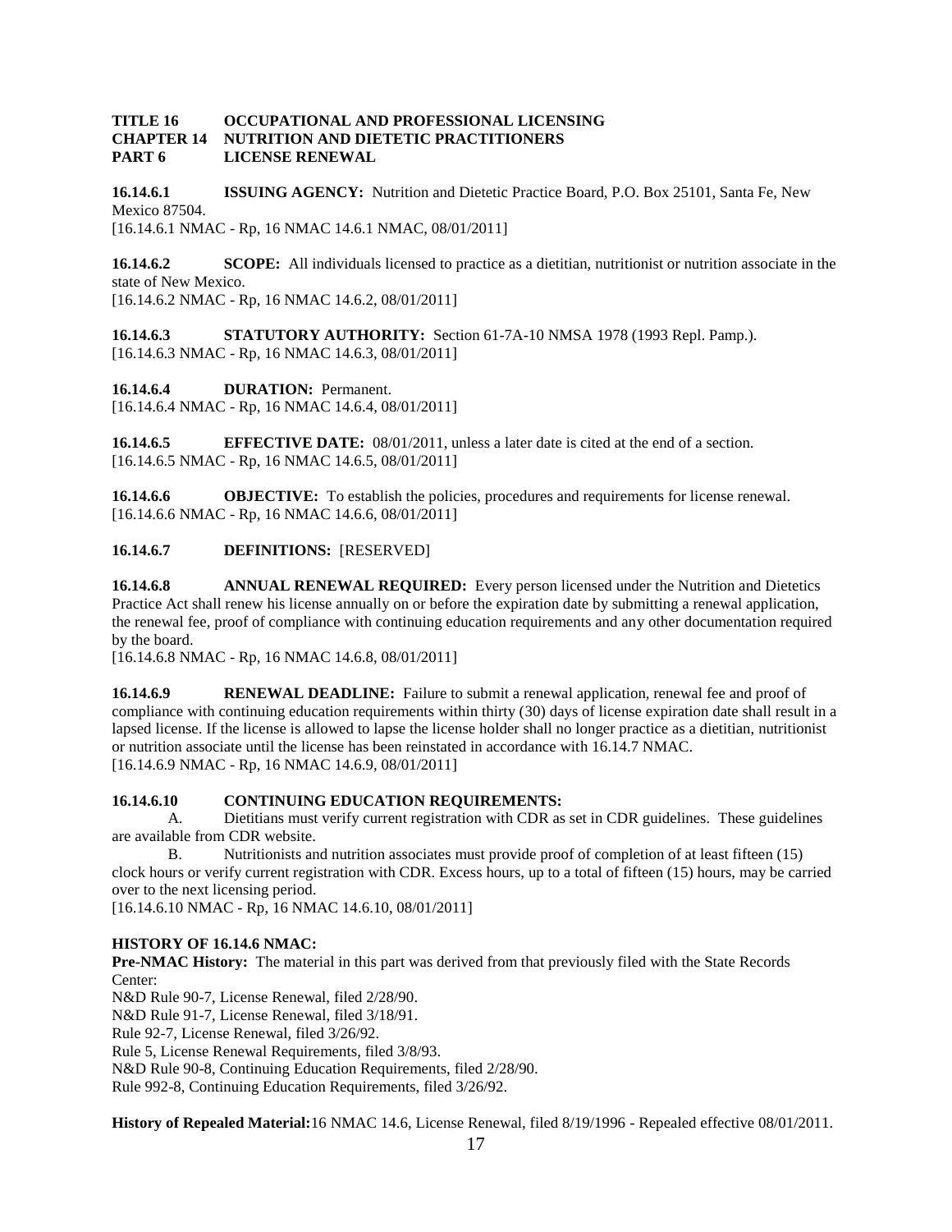**TITLE 16 OCCUPATIONAL AND PROFESSIONAL LICENSING**
**CHAPTER 14 NUTRITION AND DIETETIC PRACTITIONERS**
**PART 6 LICENSE RENEWAL**

**16.14.6.1 ISSUING AGENCY:** Nutrition and Dietetic Practice Board, P.O. Box 25101, Santa Fe, New Mexico 87504.
[16.14.6.1 NMAC - Rp, 16 NMAC 14.6.1 NMAC, 08/01/2011]

**16.14.6.2 SCOPE:** All individuals licensed to practice as a dietitian, nutritionist or nutrition associate in the state of New Mexico.
[16.14.6.2 NMAC - Rp, 16 NMAC 14.6.2, 08/01/2011]

**16.14.6.3 STATUTORY AUTHORITY:** Section 61-7A-10 NMSA 1978 (1993 Repl. Pamp.).
[16.14.6.3 NMAC - Rp, 16 NMAC 14.6.3, 08/01/2011]

**16.14.6.4 DURATION:** Permanent.
[16.14.6.4 NMAC - Rp, 16 NMAC 14.6.4, 08/01/2011]

**16.14.6.5 EFFECTIVE DATE:** 08/01/2011, unless a later date is cited at the end of a section.
[16.14.6.5 NMAC - Rp, 16 NMAC 14.6.5, 08/01/2011]

**16.14.6.6 OBJECTIVE:** To establish the policies, procedures and requirements for license renewal.
[16.14.6.6 NMAC - Rp, 16 NMAC 14.6.6, 08/01/2011]

**16.14.6.7 DEFINITIONS:** [RESERVED]

**16.14.6.8 ANNUAL RENEWAL REQUIRED:** Every person licensed under the Nutrition and Dietetics Practice Act shall renew his license annually on or before the expiration date by submitting a renewal application, the renewal fee, proof of compliance with continuing education requirements and any other documentation required by the board.
[16.14.6.8 NMAC - Rp, 16 NMAC 14.6.8, 08/01/2011]

**16.14.6.9 RENEWAL DEADLINE:** Failure to submit a renewal application, renewal fee and proof of compliance with continuing education requirements within thirty (30) days of license expiration date shall result in a lapsed license. If the license is allowed to lapse the license holder shall no longer practice as a dietitian, nutritionist or nutrition associate until the license has been reinstated in accordance with 16.14.7 NMAC.
[16.14.6.9 NMAC - Rp, 16 NMAC 14.6.9, 08/01/2011]

**16.14.6.10 CONTINUING EDUCATION REQUIREMENTS:**

A. Dietitians must verify current registration with CDR as set in CDR guidelines. These guidelines are available from CDR website.

B. Nutritionists and nutrition associates must provide proof of completion of at least fifteen (15) clock hours or verify current registration with CDR. Excess hours, up to a total of fifteen (15) hours, may be carried over to the next licensing period.

[16.14.6.10 NMAC - Rp, 16 NMAC 14.6.10, 08/01/2011]

**HISTORY OF 16.14.6 NMAC:**

**Pre-NMAC History:** The material in this part was derived from that previously filed with the State Records Center:

N&D Rule 90-7, License Renewal, filed 2/28/90.
N&D Rule 91-7, License Renewal, filed 3/18/91.
Rule 92-7, License Renewal, filed 3/26/92.
Rule 5, License Renewal Requirements, filed 3/8/93.
N&D Rule 90-8, Continuing Education Requirements, filed 2/28/90.
Rule 992-8, Continuing Education Requirements, filed 3/26/92.

**History of Repealed Material:** 16 NMAC 14.6, License Renewal, filed 8/19/1996 - Repealed effective 08/01/2011.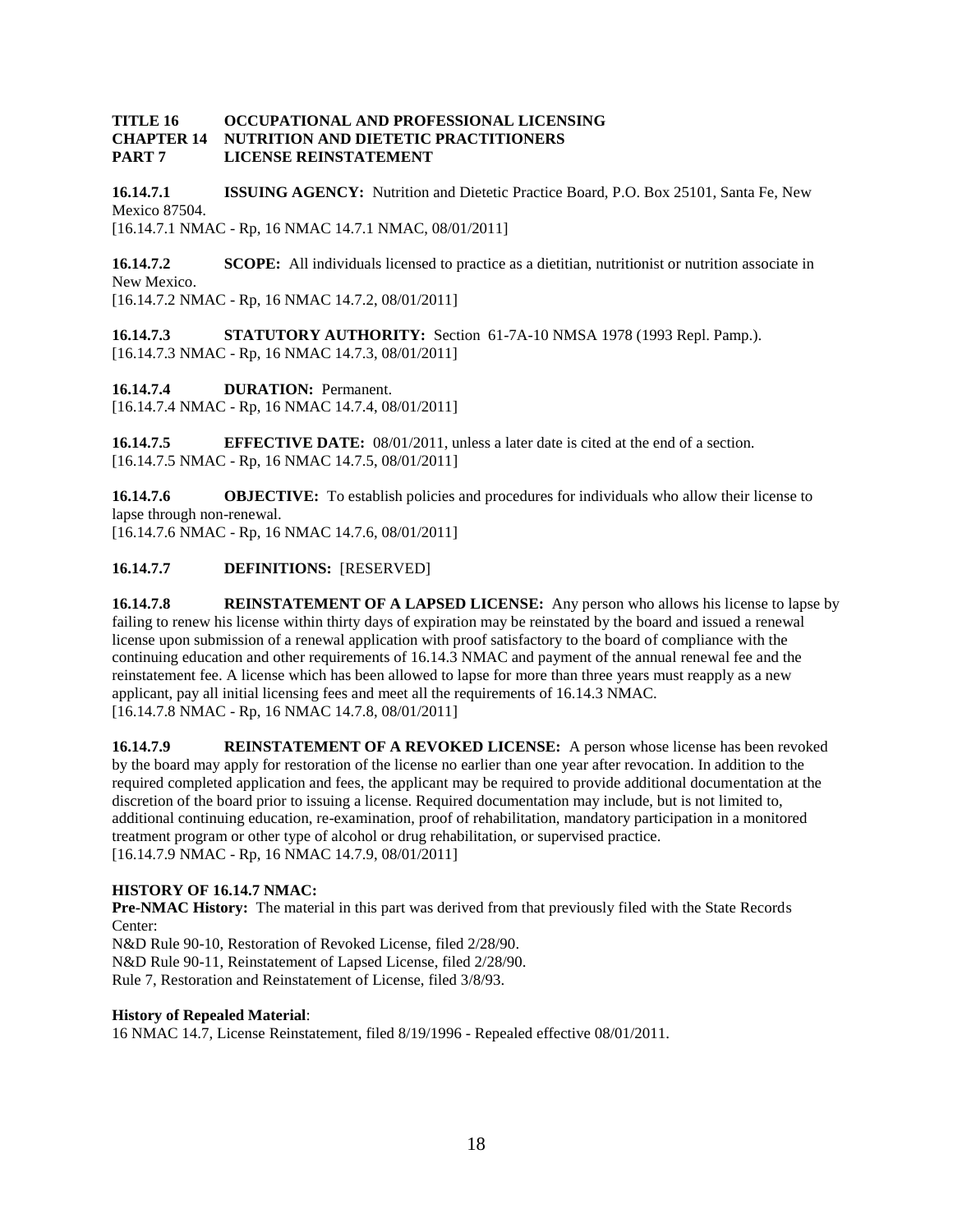**TITLE 16 OCCUPATIONAL AND PROFESSIONAL LICENSING**
**CHAPTER 14 NUTRITION AND DIETETIC PRACTITIONERS**
**PART 7 LICENSE REINSTATEMENT**

**16.14.7.1 ISSUING AGENCY:** Nutrition and Dietetic Practice Board, P.O. Box 25101, Santa Fe, New Mexico 87504.
[16.14.7.1 NMAC - Rp, 16 NMAC 14.7.1 NMAC, 08/01/2011]

**16.14.7.2 SCOPE:** All individuals licensed to practice as a dietitian, nutritionist or nutrition associate in New Mexico.
[16.14.7.2 NMAC - Rp, 16 NMAC 14.7.2, 08/01/2011]

**16.14.7.3 STATUTORY AUTHORITY:** Section 61-7A-10 NMSA 1978 (1993 Repl. Pamp.).
[16.14.7.3 NMAC - Rp, 16 NMAC 14.7.3, 08/01/2011]

**16.14.7.4 DURATION:** Permanent.
[16.14.7.4 NMAC - Rp, 16 NMAC 14.7.4, 08/01/2011]

**16.14.7.5 EFFECTIVE DATE:** 08/01/2011, unless a later date is cited at the end of a section.
[16.14.7.5 NMAC - Rp, 16 NMAC 14.7.5, 08/01/2011]

**16.14.7.6 OBJECTIVE:** To establish policies and procedures for individuals who allow their license to lapse through non-renewal.
[16.14.7.6 NMAC - Rp, 16 NMAC 14.7.6, 08/01/2011]

**16.14.7.7 DEFINITIONS:** [RESERVED]

**16.14.7.8 REINSTATEMENT OF A LAPSED LICENSE:** Any person who allows his license to lapse by failing to renew his license within thirty days of expiration may be reinstated by the board and issued a renewal license upon submission of a renewal application with proof satisfactory to the board of compliance with the continuing education and other requirements of 16.14.3 NMAC and payment of the annual renewal fee and the reinstatement fee. A license which has been allowed to lapse for more than three years must reapply as a new applicant, pay all initial licensing fees and meet all the requirements of 16.14.3 NMAC.
[16.14.7.8 NMAC - Rp, 16 NMAC 14.7.8, 08/01/2011]

**16.14.7.9 REINSTATEMENT OF A REVOKED LICENSE:** A person whose license has been revoked by the board may apply for restoration of the license no earlier than one year after revocation. In addition to the required completed application and fees, the applicant may be required to provide additional documentation at the discretion of the board prior to issuing a license. Required documentation may include, but is not limited to, additional continuing education, re-examination, proof of rehabilitation, mandatory participation in a monitored treatment program or other type of alcohol or drug rehabilitation, or supervised practice.
[16.14.7.9 NMAC - Rp, 16 NMAC 14.7.9, 08/01/2011]

**HISTORY OF 16.14.7 NMAC:**
**Pre-NMAC History:** The material in this part was derived from that previously filed with the State Records Center:
N&D Rule 90-10, Restoration of Revoked License, filed 2/28/90.
N&D Rule 90-11, Reinstatement of Lapsed License, filed 2/28/90.
Rule 7, Restoration and Reinstatement of License, filed 3/8/93.

**History of Repealed Material**:
16 NMAC 14.7, License Reinstatement, filed 8/19/1996 - Repealed effective 08/01/2011.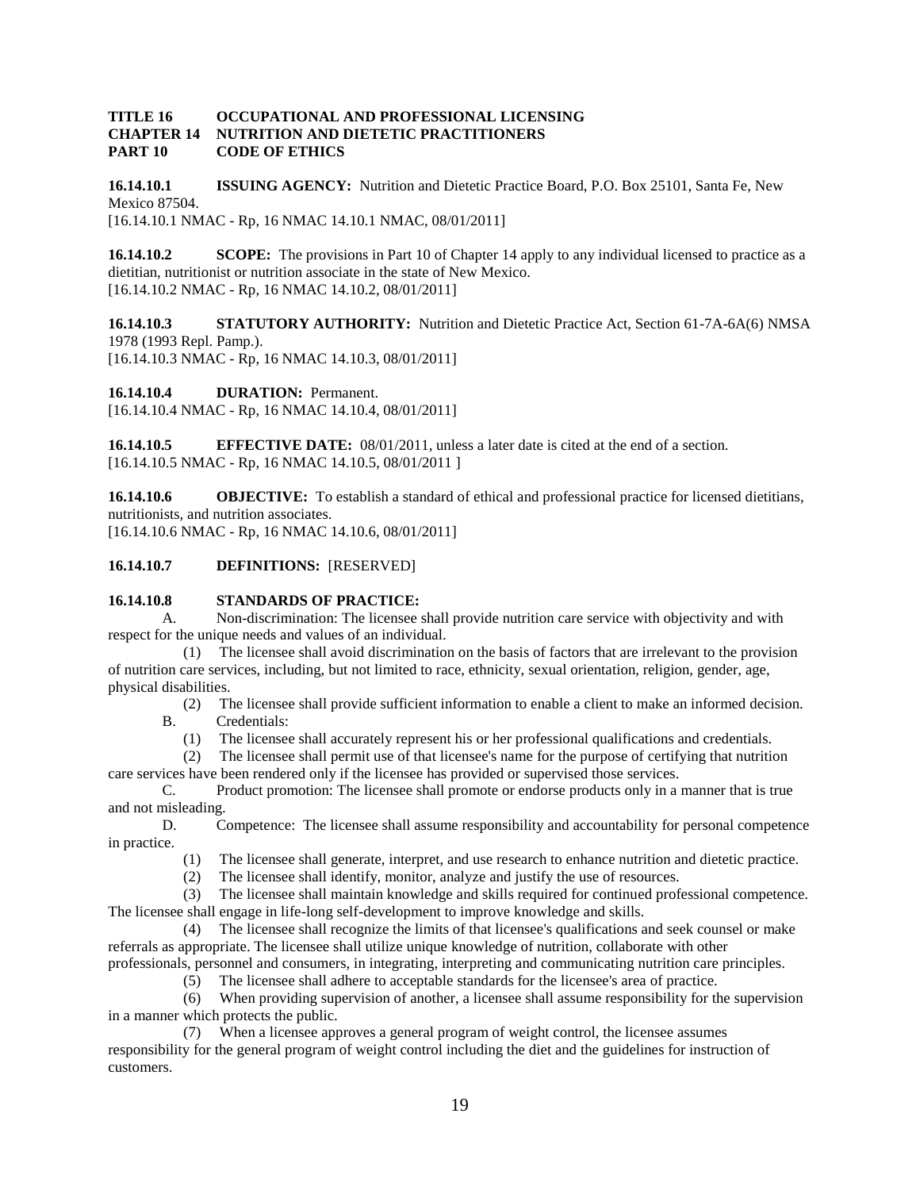**TITLE 16 OCCUPATIONAL AND PROFESSIONAL LICENSING**
**CHAPTER 14 NUTRITION AND DIETETIC PRACTITIONERS**
**PART 10 CODE OF ETHICS**

**16.14.10.1 ISSUING AGENCY:** Nutrition and Dietetic Practice Board, P.O. Box 25101, Santa Fe, New Mexico 87504.
[16.14.10.1 NMAC - Rp, 16 NMAC 14.10.1 NMAC, 08/01/2011]

**16.14.10.2 SCOPE:** The provisions in Part 10 of Chapter 14 apply to any individual licensed to practice as a dietitian, nutritionist or nutrition associate in the state of New Mexico.
[16.14.10.2 NMAC - Rp, 16 NMAC 14.10.2, 08/01/2011]

**16.14.10.3 STATUTORY AUTHORITY:** Nutrition and Dietetic Practice Act, Section 61-7A-6A(6) NMSA 1978 (1993 Repl. Pamp.).
[16.14.10.3 NMAC - Rp, 16 NMAC 14.10.3, 08/01/2011]

**16.14.10.4 DURATION:** Permanent.
[16.14.10.4 NMAC - Rp, 16 NMAC 14.10.4, 08/01/2011]

**16.14.10.5 EFFECTIVE DATE:** 08/01/2011, unless a later date is cited at the end of a section.
[16.14.10.5 NMAC - Rp, 16 NMAC 14.10.5, 08/01/2011 ]

**16.14.10.6 OBJECTIVE:** To establish a standard of ethical and professional practice for licensed dietitians, nutritionists, and nutrition associates.
[16.14.10.6 NMAC - Rp, 16 NMAC 14.10.6, 08/01/2011]

**16.14.10.7 DEFINITIONS:** [RESERVED]

**16.14.10.8 STANDARDS OF PRACTICE:**

A. Non-discrimination: The licensee shall provide nutrition care service with objectivity and with respect for the unique needs and values of an individual.

(1) The licensee shall avoid discrimination on the basis of factors that are irrelevant to the provision of nutrition care services, including, but not limited to race, ethnicity, sexual orientation, religion, gender, age, physical disabilities.

(2) The licensee shall provide sufficient information to enable a client to make an informed decision.

B. Credentials:

(1) The licensee shall accurately represent his or her professional qualifications and credentials.

(2) The licensee shall permit use of that licensee's name for the purpose of certifying that nutrition care services have been rendered only if the licensee has provided or supervised those services.

C. Product promotion: The licensee shall promote or endorse products only in a manner that is true and not misleading.

D. Competence: The licensee shall assume responsibility and accountability for personal competence in practice.

(1) The licensee shall generate, interpret, and use research to enhance nutrition and dietetic practice.

(2) The licensee shall identify, monitor, analyze and justify the use of resources.

(3) The licensee shall maintain knowledge and skills required for continued professional competence. The licensee shall engage in life-long self-development to improve knowledge and skills.

(4) The licensee shall recognize the limits of that licensee's qualifications and seek counsel or make referrals as appropriate. The licensee shall utilize unique knowledge of nutrition, collaborate with other professionals, personnel and consumers, in integrating, interpreting and communicating nutrition care principles.

(5) The licensee shall adhere to acceptable standards for the licensee's area of practice.

(6) When providing supervision of another, a licensee shall assume responsibility for the supervision in a manner which protects the public.

(7) When a licensee approves a general program of weight control, the licensee assumes responsibility for the general program of weight control including the diet and the guidelines for instruction of customers.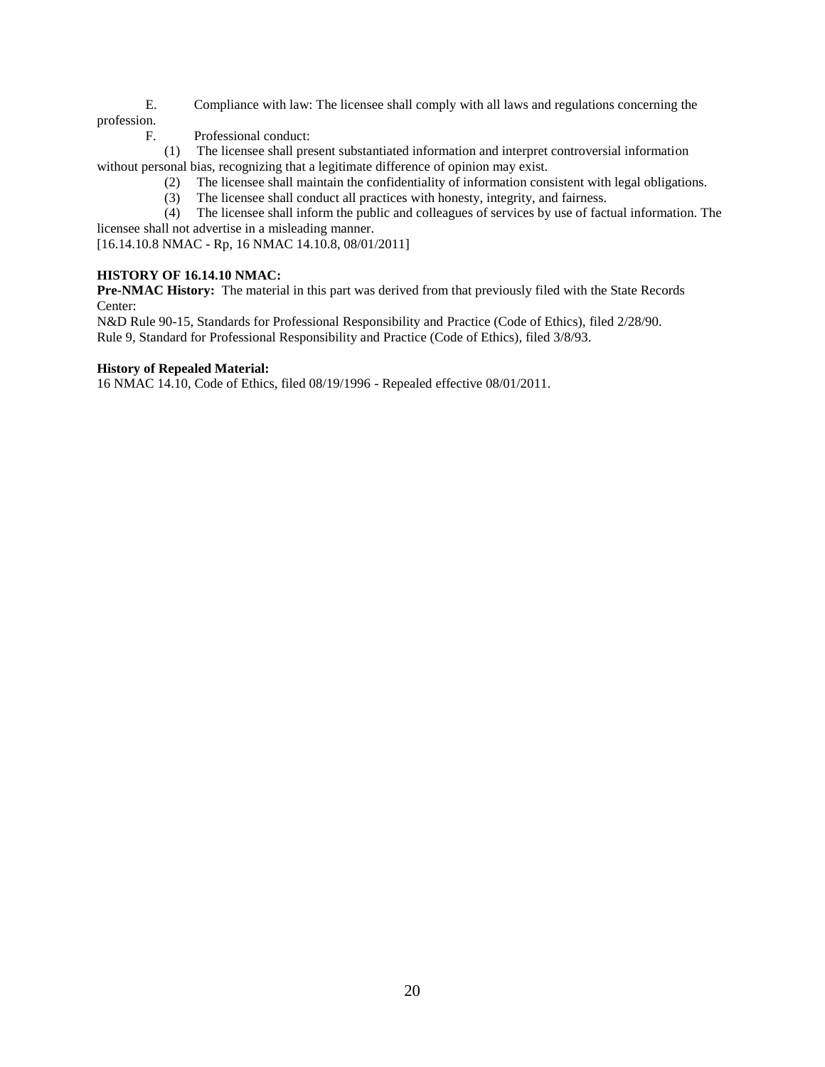E. Compliance with law: The licensee shall comply with all laws and regulations concerning the profession.

F. Professional conduct:

(1) The licensee shall present substantiated information and interpret controversial information without personal bias, recognizing that a legitimate difference of opinion may exist.

(2) The licensee shall maintain the confidentiality of information consistent with legal obligations.

(3) The licensee shall conduct all practices with honesty, integrity, and fairness.

(4) The licensee shall inform the public and colleagues of services by use of factual information. The licensee shall not advertise in a misleading manner.

[16.14.10.8 NMAC - Rp, 16 NMAC 14.10.8, 08/01/2011]

**HISTORY OF 16.14.10 NMAC:**

**Pre-NMAC History:** The material in this part was derived from that previously filed with the State Records Center:

N&D Rule 90-15, Standards for Professional Responsibility and Practice (Code of Ethics), filed 2/28/90.

Rule 9, Standard for Professional Responsibility and Practice (Code of Ethics), filed 3/8/93.

**History of Repealed Material:**

16 NMAC 14.10, Code of Ethics, filed 08/19/1996 - Repealed effective 08/01/2011.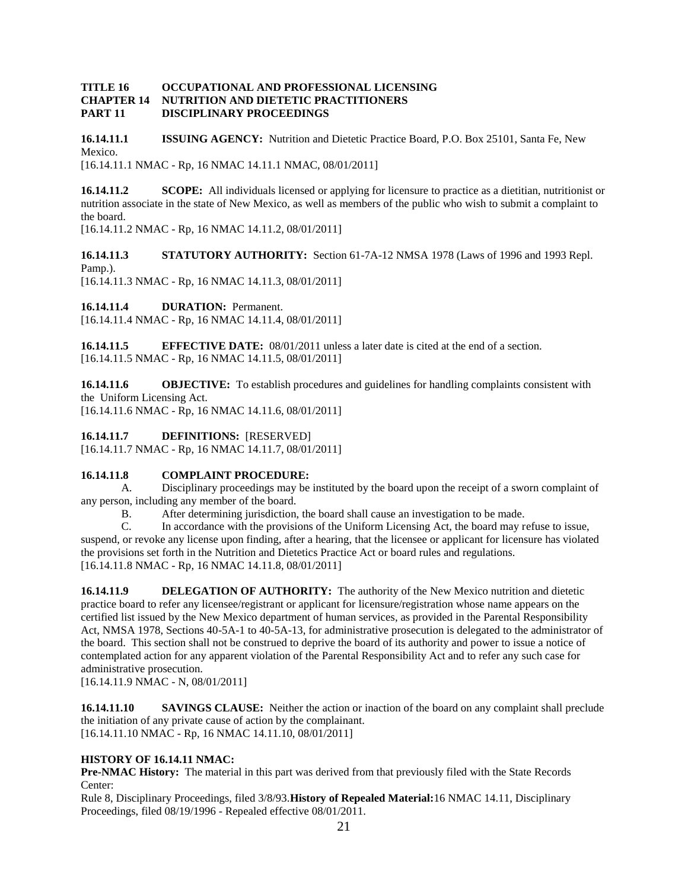**TITLE 16 OCCUPATIONAL AND PROFESSIONAL LICENSING**
**CHAPTER 14 NUTRITION AND DIETETIC PRACTITIONERS**
**PART 11 DISCIPLINARY PROCEEDINGS**

**16.14.11.1 ISSUING AGENCY:** Nutrition and Dietetic Practice Board, P.O. Box 25101, Santa Fe, New Mexico.
[16.14.11.1 NMAC - Rp, 16 NMAC 14.11.1 NMAC, 08/01/2011]

**16.14.11.2 SCOPE:** All individuals licensed or applying for licensure to practice as a dietitian, nutritionist or nutrition associate in the state of New Mexico, as well as members of the public who wish to submit a complaint to the board.
[16.14.11.2 NMAC - Rp, 16 NMAC 14.11.2, 08/01/2011]

**16.14.11.3 STATUTORY AUTHORITY:** Section 61-7A-12 NMSA 1978 (Laws of 1996 and 1993 Repl. Pamp.).
[16.14.11.3 NMAC - Rp, 16 NMAC 14.11.3, 08/01/2011]

**16.14.11.4 DURATION:** Permanent.
[16.14.11.4 NMAC - Rp, 16 NMAC 14.11.4, 08/01/2011]

**16.14.11.5 EFFECTIVE DATE:** 08/01/2011 unless a later date is cited at the end of a section.
[16.14.11.5 NMAC - Rp, 16 NMAC 14.11.5, 08/01/2011]

**16.14.11.6 OBJECTIVE:** To establish procedures and guidelines for handling complaints consistent with the Uniform Licensing Act.
[16.14.11.6 NMAC - Rp, 16 NMAC 14.11.6, 08/01/2011]

**16.14.11.7 DEFINITIONS:** [RESERVED]
[16.14.11.7 NMAC - Rp, 16 NMAC 14.11.7, 08/01/2011]

**16.14.11.8 COMPLAINT PROCEDURE:**

A. Disciplinary proceedings may be instituted by the board upon the receipt of a sworn complaint of any person, including any member of the board.

B. After determining jurisdiction, the board shall cause an investigation to be made.

C. In accordance with the provisions of the Uniform Licensing Act, the board may refuse to issue, suspend, or revoke any license upon finding, after a hearing, that the licensee or applicant for licensure has violated the provisions set forth in the Nutrition and Dietetics Practice Act or board rules and regulations.
[16.14.11.8 NMAC - Rp, 16 NMAC 14.11.8, 08/01/2011]

**16.14.11.9 DELEGATION OF AUTHORITY:** The authority of the New Mexico nutrition and dietetic practice board to refer any licensee/registrant or applicant for licensure/registration whose name appears on the certified list issued by the New Mexico department of human services, as provided in the Parental Responsibility Act, NMSA 1978, Sections 40-5A-1 to 40-5A-13, for administrative prosecution is delegated to the administrator of the board. This section shall not be construed to deprive the board of its authority and power to issue a notice of contemplated action for any apparent violation of the Parental Responsibility Act and to refer any such case for administrative prosecution.
[16.14.11.9 NMAC - N, 08/01/2011]

**16.14.11.10 SAVINGS CLAUSE:** Neither the action or inaction of the board on any complaint shall preclude the initiation of any private cause of action by the complainant.
[16.14.11.10 NMAC - Rp, 16 NMAC 14.11.10, 08/01/2011]

**HISTORY OF 16.14.11 NMAC:**
**Pre-NMAC History:** The material in this part was derived from that previously filed with the State Records Center:
Rule 8, Disciplinary Proceedings, filed 3/8/93.**History of Repealed Material:**16 NMAC 14.11, Disciplinary Proceedings, filed 08/19/1996 - Repealed effective 08/01/2011.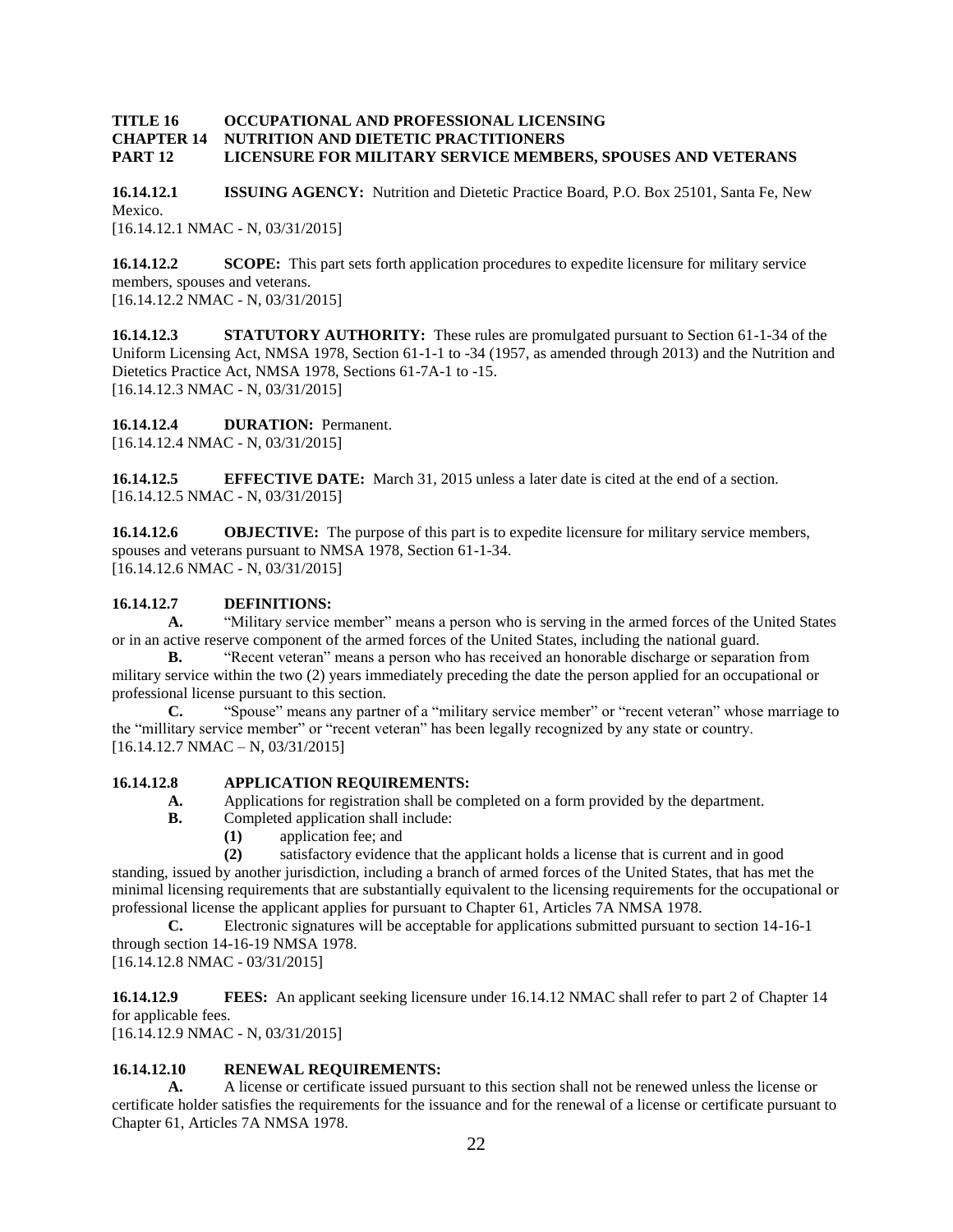**TITLE 16 OCCUPATIONAL AND PROFESSIONAL LICENSING**
**CHAPTER 14 NUTRITION AND DIETETIC PRACTITIONERS**
**PART 12 LICENSURE FOR MILITARY SERVICE MEMBERS, SPOUSES AND VETERANS**

**16.14.12.1 ISSUING AGENCY:** Nutrition and Dietetic Practice Board, P.O. Box 25101, Santa Fe, New Mexico.
[16.14.12.1 NMAC - N, 03/31/2015]

**16.14.12.2 SCOPE:** This part sets forth application procedures to expedite licensure for military service members, spouses and veterans.
[16.14.12.2 NMAC - N, 03/31/2015]

**16.14.12.3 STATUTORY AUTHORITY:** These rules are promulgated pursuant to Section 61-1-34 of the Uniform Licensing Act, NMSA 1978, Section 61-1-1 to -34 (1957, as amended through 2013) and the Nutrition and Dietetics Practice Act, NMSA 1978, Sections 61-7A-1 to -15.
[16.14.12.3 NMAC - N, 03/31/2015]

**16.14.12.4 DURATION:** Permanent.
[16.14.12.4 NMAC - N, 03/31/2015]

**16.14.12.5 EFFECTIVE DATE:** March 31, 2015 unless a later date is cited at the end of a section.
[16.14.12.5 NMAC - N, 03/31/2015]

**16.14.12.6 OBJECTIVE:** The purpose of this part is to expedite licensure for military service members, spouses and veterans pursuant to NMSA 1978, Section 61-1-34.
[16.14.12.6 NMAC - N, 03/31/2015]

**16.14.12.7 DEFINITIONS:**

**A.** "Military service member" means a person who is serving in the armed forces of the United States or in an active reserve component of the armed forces of the United States, including the national guard.

**B.** "Recent veteran" means a person who has received an honorable discharge or separation from military service within the two (2) years immediately preceding the date the person applied for an occupational or professional license pursuant to this section.

**C.** "Spouse" means any partner of a "military service member" or "recent veteran" whose marriage to the "millitary service member" or "recent veteran" has been legally recognized by any state or country.
[16.14.12.7 NMAC – N, 03/31/2015]

**16.14.12.8 APPLICATION REQUIREMENTS:**

**A.** Applications for registration shall be completed on a form provided by the department.

**B.** Completed application shall include:

**(1)** application fee; and

**(2)** satisfactory evidence that the applicant holds a license that is current and in good standing, issued by another jurisdiction, including a branch of armed forces of the United States, that has met the minimal licensing requirements that are substantially equivalent to the licensing requirements for the occupational or professional license the applicant applies for pursuant to Chapter 61, Articles 7A NMSA 1978.

**C.** Electronic signatures will be acceptable for applications submitted pursuant to section 14-16-1 through section 14-16-19 NMSA 1978.
[16.14.12.8 NMAC - 03/31/2015]

**16.14.12.9 FEES:** An applicant seeking licensure under 16.14.12 NMAC shall refer to part 2 of Chapter 14 for applicable fees.
[16.14.12.9 NMAC - N, 03/31/2015]

**16.14.12.10 RENEWAL REQUIREMENTS:**

**A.** A license or certificate issued pursuant to this section shall not be renewed unless the license or certificate holder satisfies the requirements for the issuance and for the renewal of a license or certificate pursuant to Chapter 61, Articles 7A NMSA 1978.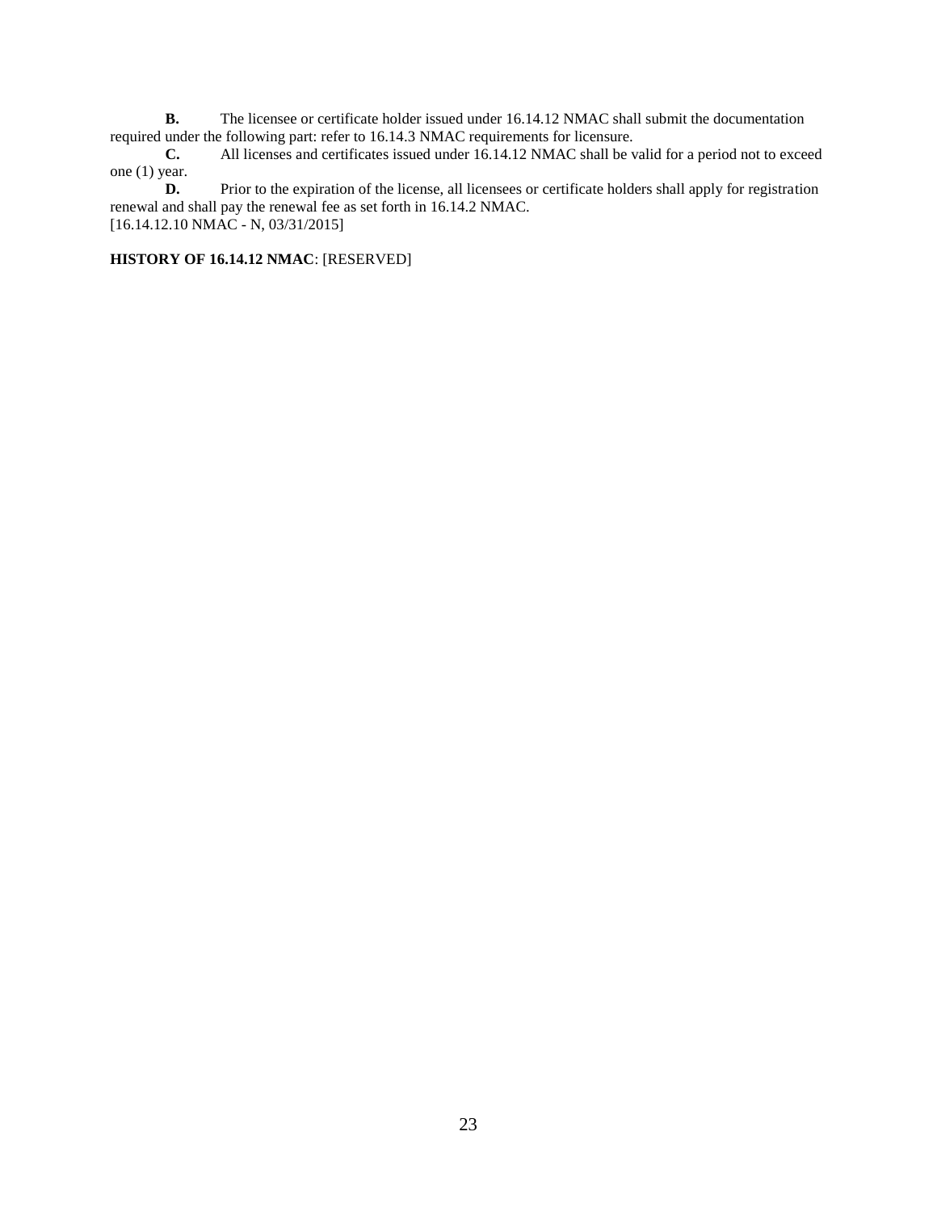**B.** The licensee or certificate holder issued under 16.14.12 NMAC shall submit the documentation required under the following part: refer to 16.14.3 NMAC requirements for licensure.

**C.** All licenses and certificates issued under 16.14.12 NMAC shall be valid for a period not to exceed one (1) year.

**D.** Prior to the expiration of the license, all licensees or certificate holders shall apply for registration renewal and shall pay the renewal fee as set forth in 16.14.2 NMAC.

[16.14.12.10 NMAC - N, 03/31/2015]

**HISTORY OF 16.14.12 NMAC**: [RESERVED]